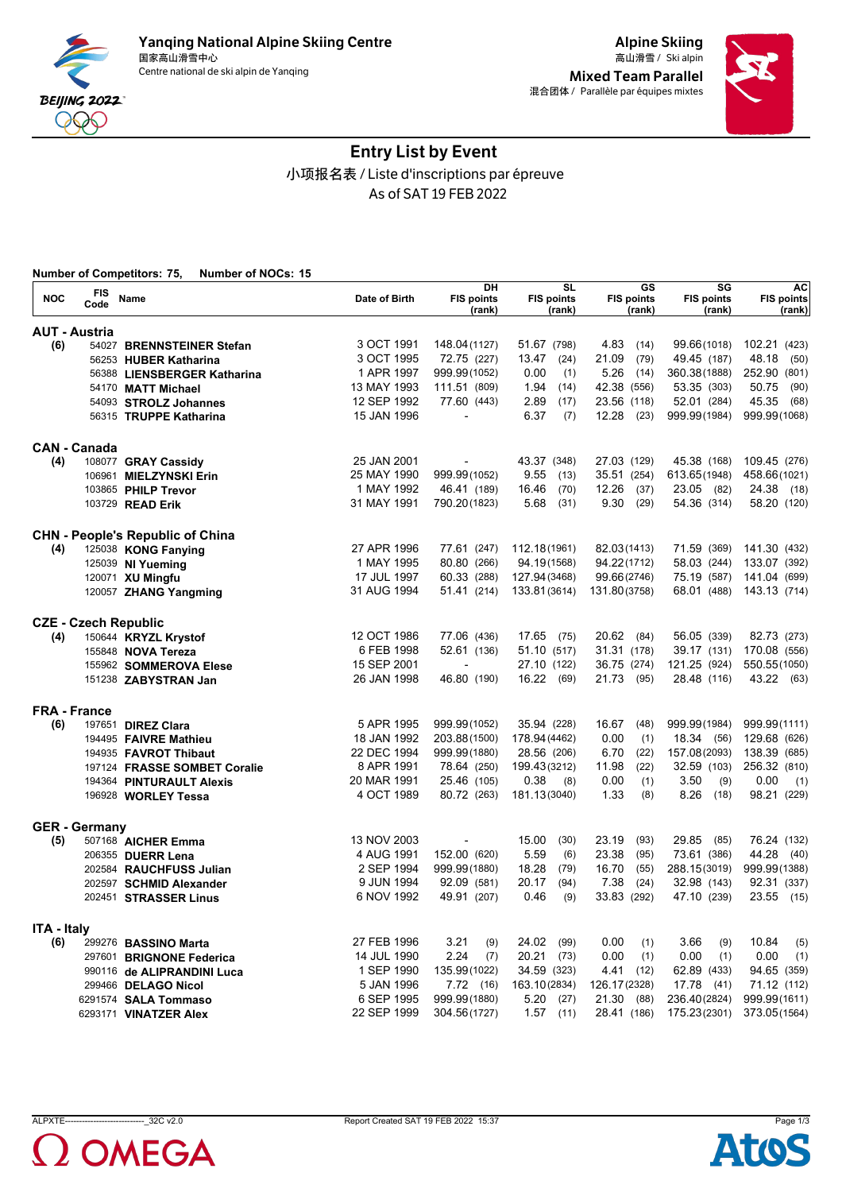Yanqing National Alpine Skiing Centre
国家高山滑雪中心
Centre national de ski alpin de Yanqing

Alpine Skiing
高山滑雪 / Ski alpin
Mixed Team Parallel
混合团体 / Parallèle par équipes mixtes

# Entry List by Event

小项报名表 / Liste d'inscriptions par épreuve

As of SAT 19 FEB 2022

**Number of Competitors: 75, Number of NOCs: 15**

| NOC | FIS Code | Name | Date of Birth | DH FIS points (rank) | SL FIS points (rank) | GS FIS points (rank) | SG FIS points (rank) | AC FIS points (rank) |
|---|---|---|---|---|---|---|---|---|
| **AUT - Austria** | | | | | | | | |
| (6) | 54027 | **BRENNSTEINER Stefan** | 3 OCT 1991 | 148.04 (1127) | 51.67 (798) | 4.83 (14) | 99.66 (1018) | 102.21 (423) |
| | 56253 | **HUBER Katharina** | 3 OCT 1995 | 72.75 (227) | 13.47 (24) | 21.09 (79) | 49.45 (187) | 48.18 (50) |
| | 56388 | **LIENSBERGER Katharina** | 1 APR 1997 | 999.99 (1052) | 0.00 (1) | 5.26 (14) | 360.38 (1888) | 252.90 (801) |
| | 54170 | **MATT Michael** | 13 MAY 1993 | 111.51 (809) | 1.94 (14) | 42.38 (556) | 53.35 (303) | 50.75 (90) |
| | 54093 | **STROLZ Johannes** | 12 SEP 1992 | 77.60 (443) | 2.89 (17) | 23.56 (118) | 52.01 (284) | 45.35 (68) |
| | 56315 | **TRUPPE Katharina** | 15 JAN 1996 | - | 6.37 (7) | 12.28 (23) | 999.99 (1984) | 999.99 (1068) |
| **CAN - Canada** | | | | | | | | |
| (4) | 108077 | **GRAY Cassidy** | 25 JAN 2001 | - | 43.37 (348) | 27.03 (129) | 45.38 (168) | 109.45 (276) |
| | 106961 | **MIELZYNSKI Erin** | 25 MAY 1990 | 999.99 (1052) | 9.55 (13) | 35.51 (254) | 613.65 (1948) | 458.66 (1021) |
| | 103865 | **PHILP Trevor** | 1 MAY 1992 | 46.41 (189) | 16.46 (70) | 12.26 (37) | 23.05 (82) | 24.38 (18) |
| | 103729 | **READ Erik** | 31 MAY 1991 | 790.20 (1823) | 5.68 (31) | 9.30 (29) | 54.36 (314) | 58.20 (120) |
| **CHN - People's Republic of China** | | | | | | | | |
| (4) | 125038 | **KONG Fanying** | 27 APR 1996 | 77.61 (247) | 112.18 (1961) | 82.03 (1413) | 71.59 (369) | 141.30 (432) |
| | 125039 | **NI Yueming** | 1 MAY 1995 | 80.80 (266) | 94.19 (1568) | 94.22 (1712) | 58.03 (244) | 133.07 (392) |
| | 120071 | **XU Mingfu** | 17 JUL 1997 | 60.33 (288) | 127.94 (3468) | 99.66 (2746) | 75.19 (587) | 141.04 (699) |
| | 120057 | **ZHANG Yangming** | 31 AUG 1994 | 51.41 (214) | 133.81 (3614) | 131.80 (3758) | 68.01 (488) | 143.13 (714) |
| **CZE - Czech Republic** | | | | | | | | |
| (4) | 150644 | **KRYZL Krystof** | 12 OCT 1986 | 77.06 (436) | 17.65 (75) | 20.62 (84) | 56.05 (339) | 82.73 (273) |
| | 155848 | **NOVA Tereza** | 6 FEB 1998 | 52.61 (136) | 51.10 (517) | 31.31 (178) | 39.17 (131) | 170.08 (556) |
| | 155962 | **SOMMEROVA Elese** | 15 SEP 2001 | - | 27.10 (122) | 36.75 (274) | 121.25 (924) | 550.55 (1050) |
| | 151238 | **ZABYSTRAN Jan** | 26 JAN 1998 | 46.80 (190) | 16.22 (69) | 21.73 (95) | 28.48 (116) | 43.22 (63) |
| **FRA - France** | | | | | | | | |
| (6) | 197651 | **DIREZ Clara** | 5 APR 1995 | 999.99 (1052) | 35.94 (228) | 16.67 (48) | 999.99 (1984) | 999.99 (1111) |
| | 194495 | **FAIVRE Mathieu** | 18 JAN 1992 | 203.88 (1500) | 178.94 (4462) | 0.00 (1) | 18.34 (56) | 129.68 (626) |
| | 194935 | **FAVROT Thibaut** | 22 DEC 1994 | 999.99 (1880) | 28.56 (206) | 6.70 (22) | 157.08 (2093) | 138.39 (685) |
| | 197124 | **FRASSE SOMBET Coralie** | 8 APR 1991 | 78.64 (250) | 199.43 (3212) | 11.98 (22) | 32.59 (103) | 256.32 (810) |
| | 194364 | **PINTURAULT Alexis** | 20 MAR 1991 | 25.46 (105) | 0.38 (8) | 0.00 (1) | 3.50 (9) | 0.00 (1) |
| | 196928 | **WORLEY Tessa** | 4 OCT 1989 | 80.72 (263) | 181.13 (3040) | 1.33 (8) | 8.26 (18) | 98.21 (229) |
| **GER - Germany** | | | | | | | | |
| (5) | 507168 | **AICHER Emma** | 13 NOV 2003 | - | 15.00 (30) | 23.19 (93) | 29.85 (85) | 76.24 (132) |
| | 206355 | **DUERR Lena** | 4 AUG 1991 | 152.00 (620) | 5.59 (6) | 23.38 (95) | 73.61 (386) | 44.28 (40) |
| | 202584 | **RAUCHFUSS Julian** | 2 SEP 1994 | 999.99 (1880) | 18.28 (79) | 16.70 (55) | 288.15 (3019) | 999.99 (1388) |
| | 202597 | **SCHMID Alexander** | 9 JUN 1994 | 92.09 (581) | 20.17 (94) | 7.38 (24) | 32.98 (143) | 92.31 (337) |
| | 202451 | **STRASSER Linus** | 6 NOV 1992 | 49.91 (207) | 0.46 (9) | 33.83 (292) | 47.10 (239) | 23.55 (15) |
| **ITA - Italy** | | | | | | | | |
| (6) | 299276 | **BASSINO Marta** | 27 FEB 1996 | 3.21 (9) | 24.02 (99) | 0.00 (1) | 3.66 (9) | 10.84 (5) |
| | 297601 | **BRIGNONE Federica** | 14 JUL 1990 | 2.24 (7) | 20.21 (73) | 0.00 (1) | 0.00 (1) | 0.00 (1) |
| | 990116 | **de ALIPRANDINI Luca** | 1 SEP 1990 | 135.99 (1022) | 34.59 (323) | 4.41 (12) | 62.89 (433) | 94.65 (359) |
| | 299466 | **DELAGO Nicol** | 5 JAN 1996 | 7.72 (16) | 163.10 (2834) | 126.17 (2328) | 17.78 (41) | 71.12 (112) |
| | 6291574 | **SALA Tommaso** | 6 SEP 1995 | 999.99 (1880) | 5.20 (27) | 21.30 (88) | 236.40 (2824) | 999.99 (1611) |
| | 6293171 | **VINATZER Alex** | 22 SEP 1999 | 304.56 (1727) | 1.57 (11) | 28.41 (186) | 175.23 (2301) | 373.05 (1564) |

ALPXTE---------------------------_32C v2.0 Report Created SAT 19 FEB 2022 15:37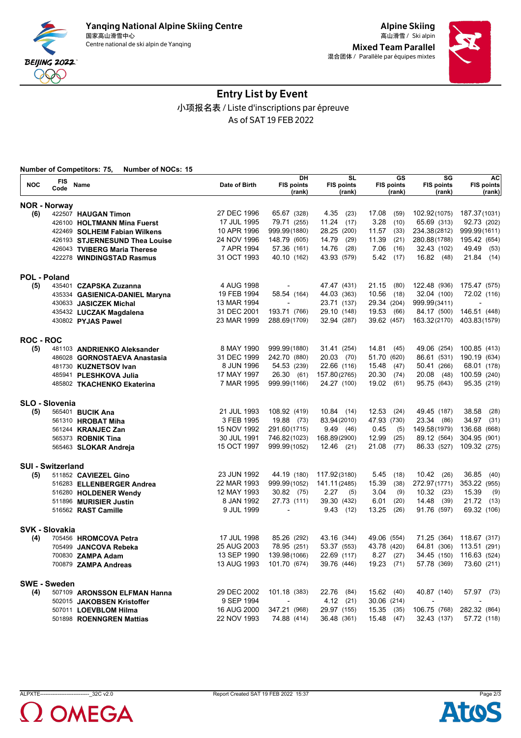Yanqing National Alpine Skiing Centre
国家高山滑雪中心
Centre national de ski alpin de Yanqing

Alpine Skiing
高山滑雪 / Ski alpin

Mixed Team Parallel
混合团体 / Parallèle par équipes mixtes

# Entry List by Event

小项报名表 / Liste d'inscriptions par épreuve

As of SAT 19 FEB 2022

**Number of Competitors: 75, Number of NOCs: 15**

| NOC | FIS Code | Name | Date of Birth | DH FIS points (rank) | SL FIS points (rank) | GS FIS points (rank) | SG FIS points (rank) | AC FIS points (rank) |
|---|---|---|---|---|---|---|---|---|
| **NOR - Norway** | | | | | | | | |
| (6) | 422507 | **HAUGAN Timon** | 27 DEC 1996 | 65.67 (328) | 4.35 (23) | 17.08 (59) | 102.92 (1075) | 187.37 (1031) |
| | 426100 | **HOLTMANN Mina Fuerst** | 17 JUL 1995 | 79.71 (255) | 11.24 (17) | 3.28 (10) | 65.69 (313) | 92.73 (202) |
| | 422469 | **SOLHEIM Fabian Wilkens** | 10 APR 1996 | 999.99 (1880) | 28.25 (200) | 11.57 (33) | 234.38 (2812) | 999.99 (1611) |
| | 426193 | **STJERNESUND Thea Louise** | 24 NOV 1996 | 148.79 (605) | 14.79 (29) | 11.39 (21) | 280.88 (1788) | 195.42 (654) |
| | 426043 | **TVIBERG Maria Therese** | 7 APR 1994 | 57.36 (161) | 14.76 (28) | 7.06 (16) | 32.43 (102) | 49.49 (53) |
| | 422278 | **WINDINGSTAD Rasmus** | 31 OCT 1993 | 40.10 (162) | 43.93 (579) | 5.42 (17) | 16.82 (48) | 21.84 (14) |
| **POL - Poland** | | | | | | | | |
| (5) | 435401 | **CZAPSKA Zuzanna** | 4 AUG 1998 | - | 47.47 (431) | 21.15 (80) | 122.48 (936) | 175.47 (575) |
| | 435334 | **GASIENICA-DANIEL Maryna** | 19 FEB 1994 | 58.54 (164) | 44.03 (363) | 10.56 (18) | 32.04 (100) | 72.02 (116) |
| | 430633 | **JASICZEK Michal** | 13 MAR 1994 | - | 23.71 (137) | 29.34 (204) | 999.99 (3411) | - |
| | 435432 | **LUCZAK Magdalena** | 31 DEC 2001 | 193.71 (766) | 29.10 (148) | 19.53 (66) | 84.17 (500) | 146.51 (448) |
| | 430802 | **PYJAS Pawel** | 23 MAR 1999 | 288.69 (1709) | 32.94 (287) | 39.62 (457) | 163.32 (2170) | 403.83 (1579) |
| **ROC - ROC** | | | | | | | | |
| (5) | 481103 | **ANDRIENKO Aleksander** | 8 MAY 1990 | 999.99 (1880) | 31.41 (254) | 14.81 (45) | 49.06 (254) | 100.85 (413) |
| | 486028 | **GORNOSTAEVA Anastasia** | 31 DEC 1999 | 242.70 (880) | 20.03 (70) | 51.70 (620) | 86.61 (531) | 190.19 (634) |
| | 481730 | **KUZNETSOV Ivan** | 8 JUN 1996 | 54.53 (239) | 22.66 (116) | 15.48 (47) | 50.41 (266) | 68.01 (178) |
| | 485941 | **PLESHKOVA Julia** | 17 MAY 1997 | 26.30 (61) | 157.80 (2765) | 20.30 (74) | 20.08 (48) | 100.59 (240) |
| | 485802 | **TKACHENKO Ekaterina** | 7 MAR 1995 | 999.99 (1166) | 24.27 (100) | 19.02 (61) | 95.75 (643) | 95.35 (219) |
| **SLO - Slovenia** | | | | | | | | |
| (5) | 565401 | **BUCIK Ana** | 21 JUL 1993 | 108.92 (419) | 10.84 (14) | 12.53 (24) | 49.45 (187) | 38.58 (28) |
| | 561310 | **HROBAT Miha** | 3 FEB 1995 | 19.88 (73) | 83.94 (2010) | 47.93 (730) | 23.34 (86) | 34.97 (31) |
| | 561244 | **KRANJEC Zan** | 15 NOV 1992 | 291.60 (1715) | 9.49 (46) | 0.45 (5) | 149.58 (1979) | 136.68 (668) |
| | 565373 | **ROBNIK Tina** | 30 JUL 1991 | 746.82 (1023) | 168.89 (2900) | 12.99 (25) | 89.12 (564) | 304.95 (901) |
| | 565463 | **SLOKAR Andreja** | 15 OCT 1997 | 999.99 (1052) | 12.46 (21) | 21.08 (77) | 86.33 (527) | 109.32 (275) |
| **SUI - Switzerland** | | | | | | | | |
| (5) | 511852 | **CAVIEZEL Gino** | 23 JUN 1992 | 44.19 (180) | 117.92 (3180) | 5.45 (18) | 10.42 (26) | 36.85 (40) |
| | 516283 | **ELLENBERGER Andrea** | 22 MAR 1993 | 999.99 (1052) | 141.11 (2485) | 15.39 (38) | 272.97 (1771) | 353.22 (955) |
| | 516280 | **HOLDENER Wendy** | 12 MAY 1993 | 30.82 (75) | 2.27 (5) | 3.04 (9) | 10.32 (23) | 15.39 (9) |
| | 511896 | **MURISIER Justin** | 8 JAN 1992 | 27.73 (111) | 39.30 (432) | 6.01 (20) | 14.48 (39) | 21.72 (13) |
| | 516562 | **RAST Camille** | 9 JUL 1999 | - | 9.43 (12) | 13.25 (26) | 91.76 (597) | 69.32 (106) |
| **SVK - Slovakia** | | | | | | | | |
| (4) | 705456 | **HROMCOVA Petra** | 17 JUL 1998 | 85.26 (292) | 43.16 (344) | 49.06 (554) | 71.25 (364) | 118.67 (317) |
| | 705499 | **JANCOVA Rebeka** | 25 AUG 2003 | 78.95 (251) | 53.37 (553) | 43.78 (420) | 64.81 (306) | 113.51 (291) |
| | 700830 | **ZAMPA Adam** | 13 SEP 1990 | 139.98 (1066) | 22.69 (117) | 8.27 (27) | 34.45 (150) | 116.63 (524) |
| | 700879 | **ZAMPA Andreas** | 13 AUG 1993 | 101.70 (674) | 39.76 (446) | 19.23 (71) | 57.78 (369) | 73.60 (211) |
| **SWE - Sweden** | | | | | | | | |
| (4) | 507109 | **ARONSSON ELFMAN Hanna** | 29 DEC 2002 | 101.18 (383) | 22.76 (84) | 15.62 (40) | 40.87 (140) | 57.97 (73) |
| | 502015 | **JAKOBSEN Kristoffer** | 9 SEP 1994 | - | 4.12 (21) | 30.06 (214) | - | - |
| | 507011 | **LOEVBLOM Hilma** | 16 AUG 2000 | 347.21 (968) | 29.97 (155) | 15.35 (35) | 106.75 (768) | 282.32 (864) |
| | 501898 | **ROENNGREN Mattias** | 22 NOV 1993 | 74.88 (414) | 36.48 (361) | 15.48 (47) | 32.43 (137) | 57.72 (118) |

ALPXTE----------------------------_32C v2.0 Report Created SAT 19 FEB 2022 15:37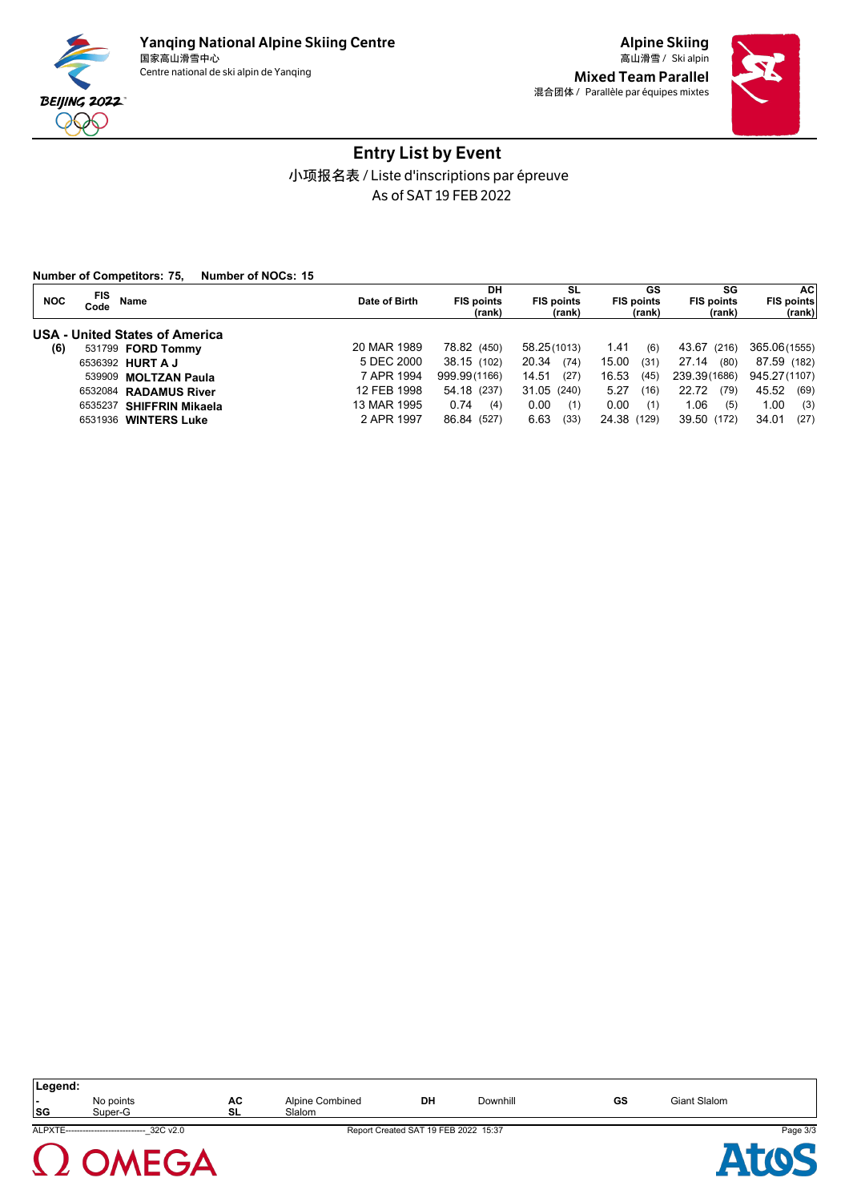# Entry List by Event

小项报名表 / Liste d'inscriptions par épreuve

As of SAT 19 FEB 2022

**Number of Competitors: 75, Number of NOCs: 15**

| NOC | FIS Code | Name | Date of Birth | DH FIS points (rank) | SL FIS points (rank) | GS FIS points (rank) | SG FIS points (rank) | AC FIS points (rank) |
|---|---|---|---|---|---|---|---|---|
| **USA - United States of America** | | | | | | | | |
| **(6)** | 531799 | **FORD Tommy** | 20 MAR 1989 | 78.82 (450) | 58.25 (1013) | 1.41 (6) | 43.67 (216) | 365.06 (1555) |
| | 6536392 | **HURT A J** | 5 DEC 2000 | 38.15 (102) | 20.34 (74) | 15.00 (31) | 27.14 (80) | 87.59 (182) |
| | 539909 | **MOLTZAN Paula** | 7 APR 1994 | 999.99 (1166) | 14.51 (27) | 16.53 (45) | 239.39 (1686) | 945.27 (1107) |
| | 6532084 | **RADAMUS River** | 12 FEB 1998 | 54.18 (237) | 31.05 (240) | 5.27 (16) | 22.72 (79) | 45.52 (69) |
| | 6535237 | **SHIFFRIN Mikaela** | 13 MAR 1995 | 0.74 (4) | 0.00 (1) | 0.00 (1) | 1.06 (5) | 1.00 (3) |
| | 6531936 | **WINTERS Luke** | 2 APR 1997 | 86.84 (527) | 6.63 (33) | 24.38 (129) | 39.50 (172) | 34.01 (27) |

**Legend:**

| | | | | | | | |
|---|---|---|---|---|---|---|---|
| - | No points | AC | Alpine Combined | DH | Downhill | GS | Giant Slalom |
| SG | Super-G | SL | Slalom | | | | |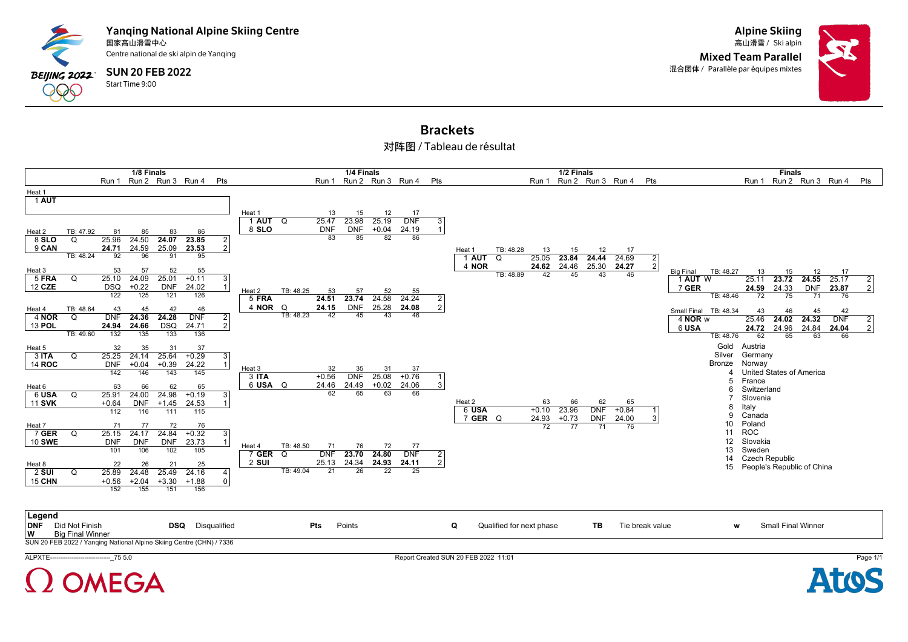# Yanqing National Alpine Skiing Centre

国家高山滑雪中心

Centre national de ski alpin de Yanqing

**SUN 20 FEB 2022**

Start Time 9:00

**Alpine Skiing**

高山滑雪 / Ski alpin

**Mixed Team Parallel**

混合团体 / Parallèle par équipes mixtes

## Brackets

对阵图 / Tableau de résultat

### 1/8 Finals

| Heat | Team | Q | TB | Run 1 | Run 2 | Run 3 | Run 4 | Pts |
|---|---|---|---|---|---|---|---|---|
| Heat 1 | 1 AUT | | | | | | | |
| Heat 2 | | | TB: 47.92 | 81 | 85 | 83 | 86 | |
| | 8 SLO | Q | | 25.96 | 24.50 | **24.07** | **23.85** | 2 |
| | 9 CAN | | | **24.71** | 24.59 | 25.09 | 23.53 | 2 |
| | | | TB: 48.24 | 92 | 96 | 91 | 95 | |
| Heat 3 | | | | 53 | 57 | 52 | 55 | |
| | 5 FRA | Q | | 25.10 | 24.09 | 25.01 | +0.11 | 3 |
| | 12 CZE | | | DSQ | +0.22 | DNF | 24.02 | 1 |
| | | | | 122 | 125 | 121 | 126 | |
| Heat 4 | | | TB: 48.64 | 43 | 45 | 42 | 46 | |
| | 4 NOR | Q | | DNF | **24.36** | **24.28** | DNF | 2 |
| | 13 POL | | | **24.94** | **24.66** | DSQ | 24.71 | 2 |
| | | | TB: 49.60 | 132 | 135 | 133 | 136 | |
| Heat 5 | | | | 32 | 35 | 31 | 37 | |
| | 3 ITA | Q | | 25.25 | 24.14 | 25.64 | +0.29 | 3 |
| | 14 ROC | | | DNF | +0.04 | +0.39 | 24.22 | 1 |
| | | | | 142 | 146 | 143 | 145 | |
| Heat 6 | | | | 63 | 66 | 62 | 65 | |
| | 6 USA | Q | | 25.91 | 24.00 | 24.98 | +0.19 | 3 |
| | 11 SVK | | | +0.64 | DNF | +1.45 | 24.53 | 1 |
| | | | | 112 | 116 | 111 | 115 | |
| Heat 7 | | | | 71 | 77 | 72 | 76 | |
| | 7 GER | Q | | 25.15 | 24.17 | 24.84 | +0.32 | 3 |
| | 10 SWE | | | DNF | DNF | DNF | 23.73 | 1 |
| | | | | 101 | 106 | 102 | 105 | |
| Heat 8 | | | | 22 | 26 | 21 | 25 | |
| | 2 SUI | Q | | 25.89 | 24.48 | 25.49 | 24.16 | 4 |
| | 15 CHN | | | +0.56 | +2.04 | +3.30 | +1.88 | 0 |
| | | | | 152 | 155 | 151 | 156 | |

### 1/4 Finals

| Heat | Team | Q | TB | Run 1 | Run 2 | Run 3 | Run 4 | Pts |
|---|---|---|---|---|---|---|---|---|
| Heat 1 | | | | 13 | 15 | 12 | 17 | |
| | 1 AUT | Q | | 25.47 | 23.98 | 25.19 | DNF | 3 |
| | 8 SLO | | | DNF | DNF | +0.04 | 24.19 | 1 |
| | | | | 83 | 85 | 82 | 86 | |
| Heat 2 | | | TB: 48.25 | 53 | 57 | 52 | 55 | |
| | 5 FRA | | | **24.51** | **23.74** | 24.58 | 24.24 | 2 |
| | 4 NOR | Q | | **24.15** | DNF | 25.28 | **24.08** | 2 |
| | | | TB: 48.23 | 42 | 45 | 43 | 46 | |
| Heat 3 | | | | 32 | 35 | 31 | 37 | |
| | 3 ITA | | | +0.56 | DNF | 25.08 | +0.76 | 1 |
| | 6 USA | Q | | 24.46 | 24.49 | +0.02 | 24.06 | 3 |
| | | | | 62 | 65 | 63 | 66 | |
| Heat 4 | | | TB: 48.50 | 71 | 76 | 72 | 77 | |
| | 7 GER | Q | | DNF | **23.70** | **24.80** | DNF | 2 |
| | 2 SUI | | | 25.13 | 24.34 | **24.93** | **24.11** | 2 |
| | | | TB: 49.04 | 21 | 26 | 22 | 25 | |

### 1/2 Finals

| Heat | Team | Q | TB | Run 1 | Run 2 | Run 3 | Run 4 | Pts |
|---|---|---|---|---|---|---|---|---|
| Heat 1 | | | TB: 48.28 | 13 | 15 | 12 | 17 | |
| | 1 AUT | Q | | 25.05 | **23.84** | **24.44** | 24.69 | 2 |
| | 4 NOR | | | **24.62** | 24.46 | 25.30 | **24.27** | 2 |
| | | | TB: 48.89 | 42 | 45 | 43 | 46 | |
| Heat 2 | | | | 63 | 66 | 62 | 65 | |
| | 6 USA | | | +0.10 | 23.96 | DNF | +0.84 | 1 |
| | 7 GER | Q | | 24.93 | +0.73 | DNF | 24.00 | 3 |
| | | | | 72 | 77 | 71 | 76 | |

### Finals

| Heat | Team | | TB | Run 1 | Run 2 | Run 3 | Run 4 | Pts |
|---|---|---|---|---|---|---|---|---|
| Big Final | | | TB: 48.27 | 13 | 15 | 12 | 17 | |
| | 1 AUT | W | | 25.11 | **23.72** | **24.55** | 25.17 | 2 |
| | 7 GER | | | **24.59** | 24.33 | DNF | **23.87** | 2 |
| | | | TB: 48.46 | 72 | 75 | 71 | 76 | |
| Small Final | | | TB: 48.34 | 43 | 46 | 45 | 42 | |
| | 4 NOR | w | | 25.46 | **24.02** | **24.32** | DNF | 2 |
| | 6 USA | | | **24.72** | 24.96 | 24.84 | **24.04** | 2 |
| | | | TB: 48.76 | 62 | 65 | 63 | 66 | |

| Rank | Nation |
|---|---|
| Gold | Austria |
| Silver | Germany |
| Bronze | Norway |
| 4 | United States of America |
| 5 | France |
| 6 | Switzerland |
| 7 | Slovenia |
| 8 | Italy |
| 9 | Canada |
| 10 | Poland |
| 11 | ROC |
| 12 | Slovakia |
| 13 | Sweden |
| 14 | Czech Republic |
| 15 | People's Republic of China |

**Legend**

- **DNF** Did Not Finish
- **W** Big Final Winner
- **DSQ** Disqualified
- **Pts** Points
- **Q** Qualified for next phase
- **TB** Tie break value
- **w** Small Final Winner

SUN 20 FEB 2022 / Yanqing National Alpine Skiing Centre (CHN) / 7336

ALPXTE----------------------------_75 5.0 Report Created SUN 20 FEB 2022 11:01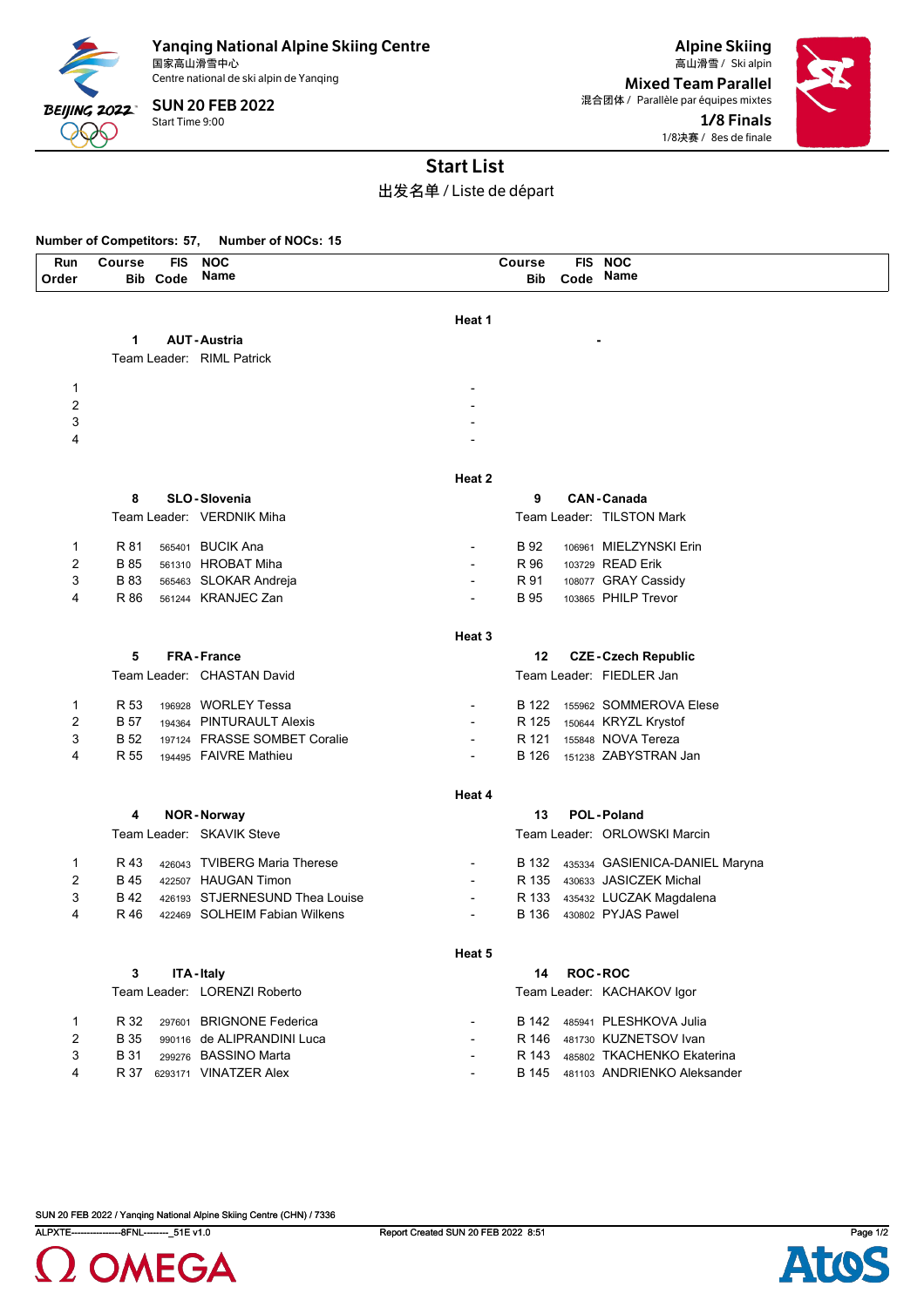# Yanqing National Alpine Skiing Centre

国家高山滑雪中心
Centre national de ski alpin de Yanqing

**SUN 20 FEB 2022**
Start Time 9:00

**Alpine Skiing**
高山滑雪 / Ski alpin

**Mixed Team Parallel**
混合团体 / Parallèle par équipes mixtes

**1/8 Finals**
1/8决赛 / 8es de finale

## Start List

出发名单 / Liste de départ

**Number of Competitors: 57, Number of NOCs: 15**

| Run Order | Course Bib | FIS Code | NOC Name | | Course Bib | FIS Code | NOC Name |
|---|---|---|---|---|---|---|---|
| | | | **Heat 1** | | | | |
| | **1** | | **AUT - Austria** | | | | **-** |
| | Team Leader: | | RIML Patrick | | | | |
| 1 | | | | - | | | |
| 2 | | | | - | | | |
| 3 | | | | - | | | |
| 4 | | | | - | | | |
| | | | **Heat 2** | | | | |
| | **8** | | **SLO - Slovenia** | | **9** | | **CAN - Canada** |
| | Team Leader: | | VERDNIK Miha | | Team Leader: | | TILSTON Mark |
| 1 | R 81 | 565401 | BUCIK Ana | - | B 92 | 106961 | MIELZYNSKI Erin |
| 2 | B 85 | 561310 | HROBAT Miha | - | R 96 | 103729 | READ Erik |
| 3 | B 83 | 565463 | SLOKAR Andreja | - | R 91 | 108077 | GRAY Cassidy |
| 4 | R 86 | 561244 | KRANJEC Zan | - | B 95 | 103865 | PHILP Trevor |
| | | | **Heat 3** | | | | |
| | **5** | | **FRA - France** | | **12** | | **CZE - Czech Republic** |
| | Team Leader: | | CHASTAN David | | Team Leader: | | FIEDLER Jan |
| 1 | R 53 | 196928 | WORLEY Tessa | - | B 122 | 155962 | SOMMEROVA Elese |
| 2 | B 57 | 194364 | PINTURAULT Alexis | - | R 125 | 150644 | KRYZL Krystof |
| 3 | B 52 | 197124 | FRASSE SOMBET Coralie | - | R 121 | 155848 | NOVA Tereza |
| 4 | R 55 | 194495 | FAIVRE Mathieu | - | B 126 | 151238 | ZABYSTRAN Jan |
| | | | **Heat 4** | | | | |
| | **4** | | **NOR - Norway** | | **13** | | **POL - Poland** |
| | Team Leader: | | SKAVIK Steve | | Team Leader: | | ORLOWSKI Marcin |
| 1 | R 43 | 426043 | TVIBERG Maria Therese | - | B 132 | 435334 | GASIENICA-DANIEL Maryna |
| 2 | B 45 | 422507 | HAUGAN Timon | - | R 135 | 430633 | JASICZEK Michal |
| 3 | B 42 | 426193 | STJERNESUND Thea Louise | - | R 133 | 435432 | LUCZAK Magdalena |
| 4 | R 46 | 422469 | SOLHEIM Fabian Wilkens | - | B 136 | 430802 | PYJAS Pawel |
| | | | **Heat 5** | | | | |
| | **3** | | **ITA - Italy** | | **14** | | **ROC - ROC** |
| | Team Leader: | | LORENZI Roberto | | Team Leader: | | KACHAKOV Igor |
| 1 | R 32 | 297601 | BRIGNONE Federica | - | B 142 | 485941 | PLESHKOVA Julia |
| 2 | B 35 | 990116 | de ALIPRANDINI Luca | - | R 146 | 481730 | KUZNETSOV Ivan |
| 3 | B 31 | 299276 | BASSINO Marta | - | R 143 | 485802 | TKACHENKO Ekaterina |
| 4 | R 37 | 6293171 | VINATZER Alex | - | B 145 | 481103 | ANDRIENKO Aleksander |

SUN 20 FEB 2022 / Yanqing National Alpine Skiing Centre (CHN) / 7336

ALPXTE----------------8FNL--------_51E v1.0 Report Created SUN 20 FEB 2022 8:51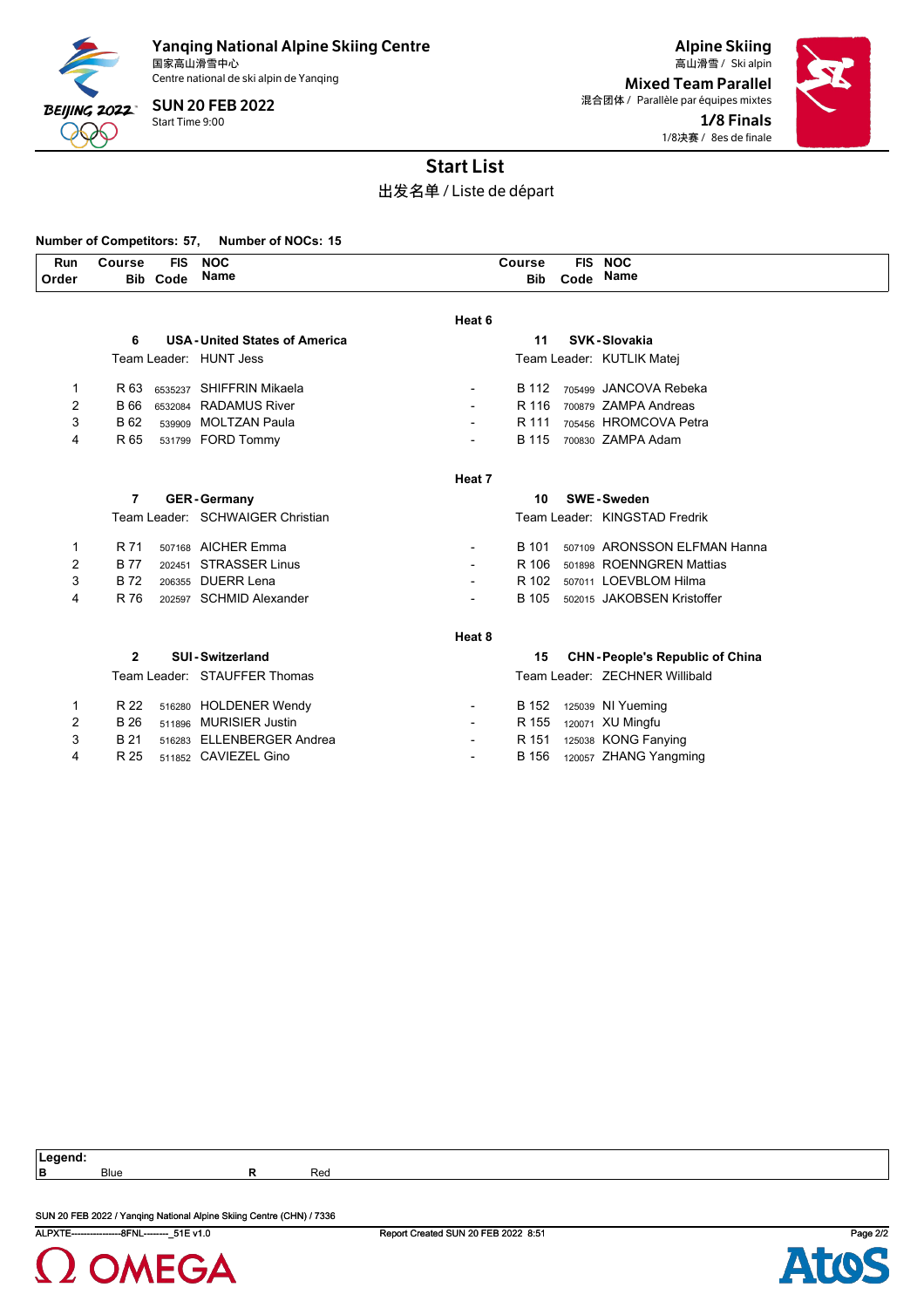Yanqing National Alpine Skiing Centre
国家高山滑雪中心
Centre national de ski alpin de Yanqing

SUN 20 FEB 2022
Start Time 9:00

Alpine Skiing
高山滑雪 / Ski alpin

Mixed Team Parallel
混合团体 / Parallèle par équipes mixtes

1/8 Finals
1/8决赛 / 8es de finale

# Start List

出发名单 / Liste de départ

**Number of Competitors: 57, Number of NOCs: 15**

| Run Order | Course Bib | FIS Code | NOC Name | | Course Bib | FIS Code | NOC Name |
|---|---|---|---|---|---|---|---|
| | | | | **Heat 6** | | | |
| | **6** | | **USA - United States of America** | | **11** | | **SVK - Slovakia** |
| | Team Leader: | | HUNT Jess | | Team Leader: | | KUTLIK Matej |
| 1 | R 63 | 6535237 | SHIFFRIN Mikaela | - | B 112 | 705499 | JANCOVA Rebeka |
| 2 | B 66 | 6532084 | RADAMUS River | - | R 116 | 700879 | ZAMPA Andreas |
| 3 | B 62 | 539909 | MOLTZAN Paula | - | R 111 | 705456 | HROMCOVA Petra |
| 4 | R 65 | 531799 | FORD Tommy | - | B 115 | 700830 | ZAMPA Adam |
| | | | | **Heat 7** | | | |
| | **7** | | **GER - Germany** | | **10** | | **SWE - Sweden** |
| | Team Leader: | | SCHWAIGER Christian | | Team Leader: | | KINGSTAD Fredrik |
| 1 | R 71 | 507168 | AICHER Emma | - | B 101 | 507109 | ARONSSON ELFMAN Hanna |
| 2 | B 77 | 202451 | STRASSER Linus | - | R 106 | 501898 | ROENNGREN Mattias |
| 3 | B 72 | 206355 | DUERR Lena | - | R 102 | 507011 | LOEVBLOM Hilma |
| 4 | R 76 | 202597 | SCHMID Alexander | - | B 105 | 502015 | JAKOBSEN Kristoffer |
| | | | | **Heat 8** | | | |
| | **2** | | **SUI - Switzerland** | | **15** | | **CHN - People's Republic of China** |
| | Team Leader: | | STAUFFER Thomas | | Team Leader: | | ZECHNER Willibald |
| 1 | R 22 | 516280 | HOLDENER Wendy | - | B 152 | 125039 | NI Yueming |
| 2 | B 26 | 511896 | MURISIER Justin | - | R 155 | 120071 | XU Mingfu |
| 3 | B 21 | 516283 | ELLENBERGER Andrea | - | R 151 | 125038 | KONG Fanying |
| 4 | R 25 | 511852 | CAVIEZEL Gino | - | B 156 | 120057 | ZHANG Yangming |

**Legend:**

| | | | |
|---|---|---|---|
| **B** | Blue | **R** | Red |

SUN 20 FEB 2022 / Yanqing National Alpine Skiing Centre (CHN) / 7336

ALPXTE----------------8FNL--------_51E v1.0 Report Created SUN 20 FEB 2022 8:51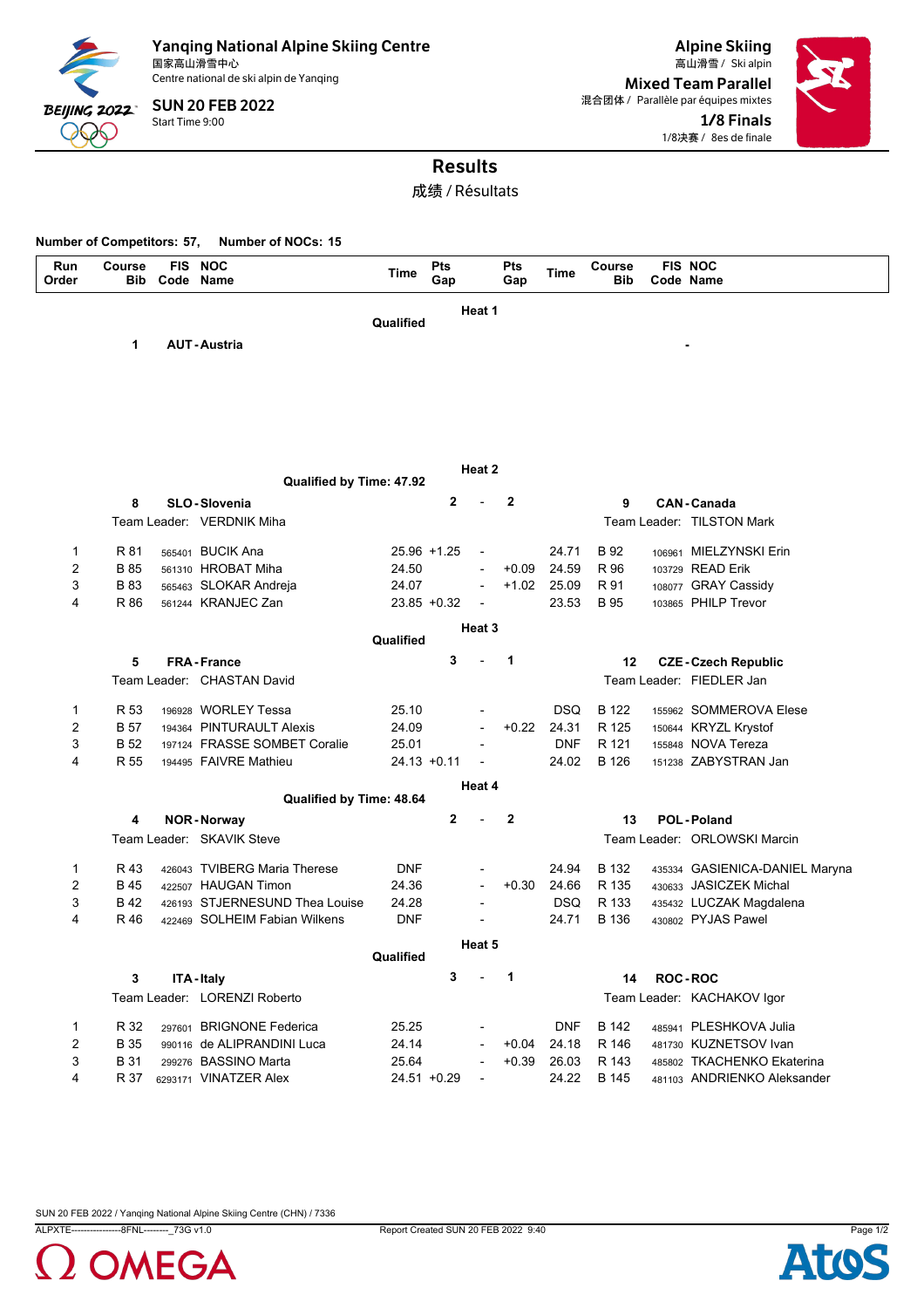# Yanqing National Alpine Skiing Centre

国家高山滑雪中心
Centre national de ski alpin de Yanqing

**SUN 20 FEB 2022**
Start Time 9:00

## Alpine Skiing

高山滑雪 / Ski alpin

**Mixed Team Parallel**
混合团体 / Parallèle par équipes mixtes

**1/8 Finals**
1/8决赛 / 8es de finale

## Results

成绩 / Résultats

**Number of Competitors: 57, Number of NOCs: 15**

| Run Order | Course Bib | FIS Code | NOC Name | Time | Pts Gap | | Pts Gap | Time | Course Bib | FIS Code | NOC Name |
|---|---|---|---|---|---|---|---|---|---|---|---|
| | | | | | **Heat 1** | | | | | | |
| | | | | **Qualified** | | | | | | | |
| | **1** | | **AUT - Austria** | | | | | | | | **-** |
| | | | | | **Heat 2** | | | | | | |
| | | | | **Qualified by Time: 47.92** | | | | | | | |
| | **8** | | **SLO - Slovenia** | | **2** | - | **2** | | **9** | | **CAN - Canada** |
| | Team Leader: | | VERDNIK Miha | | | | | | Team Leader: | | TILSTON Mark |
| 1 | R 81 | 565401 | BUCIK Ana | 25.96 | +1.25 | - | | 24.71 | B 92 | 106961 | MIELZYNSKI Erin |
| 2 | B 85 | 561310 | HROBAT Miha | 24.50 | | - | +0.09 | 24.59 | R 96 | 103729 | READ Erik |
| 3 | B 83 | 565463 | SLOKAR Andreja | 24.07 | | - | +1.02 | 25.09 | R 91 | 108077 | GRAY Cassidy |
| 4 | R 86 | 561244 | KRANJEC Zan | 23.85 | +0.32 | - | | 23.53 | B 95 | 103865 | PHILP Trevor |
| | | | | | **Heat 3** | | | | | | |
| | | | | **Qualified** | | | | | | | |
| | **5** | | **FRA - France** | | **3** | - | **1** | | **12** | | **CZE - Czech Republic** |
| | Team Leader: | | CHASTAN David | | | | | | Team Leader: | | FIEDLER Jan |
| 1 | R 53 | 196928 | WORLEY Tessa | 25.10 | | - | | DSQ | B 122 | 155962 | SOMMEROVA Elese |
| 2 | B 57 | 194364 | PINTURAULT Alexis | 24.09 | | - | +0.22 | 24.31 | R 125 | 150644 | KRYZL Krystof |
| 3 | B 52 | 197124 | FRASSE SOMBET Coralie | 25.01 | | - | | DNF | R 121 | 155848 | NOVA Tereza |
| 4 | R 55 | 194495 | FAIVRE Mathieu | 24.13 | +0.11 | - | | 24.02 | B 126 | 151238 | ZABYSTRAN Jan |
| | | | | | **Heat 4** | | | | | | |
| | | | | **Qualified by Time: 48.64** | | | | | | | |
| | **4** | | **NOR - Norway** | | **2** | - | **2** | | **13** | | **POL - Poland** |
| | Team Leader: | | SKAVIK Steve | | | | | | Team Leader: | | ORLOWSKI Marcin |
| 1 | R 43 | 426043 | TVIBERG Maria Therese | DNF | | - | | 24.94 | B 132 | 435334 | GASIENICA-DANIEL Maryna |
| 2 | B 45 | 422507 | HAUGAN Timon | 24.36 | | - | +0.30 | 24.66 | R 135 | 430633 | JASICZEK Michal |
| 3 | B 42 | 426193 | STJERNESUND Thea Louise | 24.28 | | - | | DSQ | R 133 | 435432 | LUCZAK Magdalena |
| 4 | R 46 | 422469 | SOLHEIM Fabian Wilkens | DNF | | - | | 24.71 | B 136 | 430802 | PYJAS Pawel |
| | | | | | **Heat 5** | | | | | | |
| | | | | **Qualified** | | | | | | | |
| | **3** | | **ITA - Italy** | | **3** | - | **1** | | **14** | | **ROC - ROC** |
| | Team Leader: | | LORENZI Roberto | | | | | | Team Leader: | | KACHAKOV Igor |
| 1 | R 32 | 297601 | BRIGNONE Federica | 25.25 | | - | | DNF | B 142 | 485941 | PLESHKOVA Julia |
| 2 | B 35 | 990116 | de ALIPRANDINI Luca | 24.14 | | - | +0.04 | 24.18 | R 146 | 481730 | KUZNETSOV Ivan |
| 3 | B 31 | 299276 | BASSINO Marta | 25.64 | | - | +0.39 | 26.03 | R 143 | 485802 | TKACHENKO Ekaterina |
| 4 | R 37 | 6293171 | VINATZER Alex | 24.51 | +0.29 | - | | 24.22 | B 145 | 481103 | ANDRIENKO Aleksander |

SUN 20 FEB 2022 / Yanqing National Alpine Skiing Centre (CHN) / 7336

ALPXTE----------------8FNL--------_73G v1.0 Report Created SUN 20 FEB 2022 9:40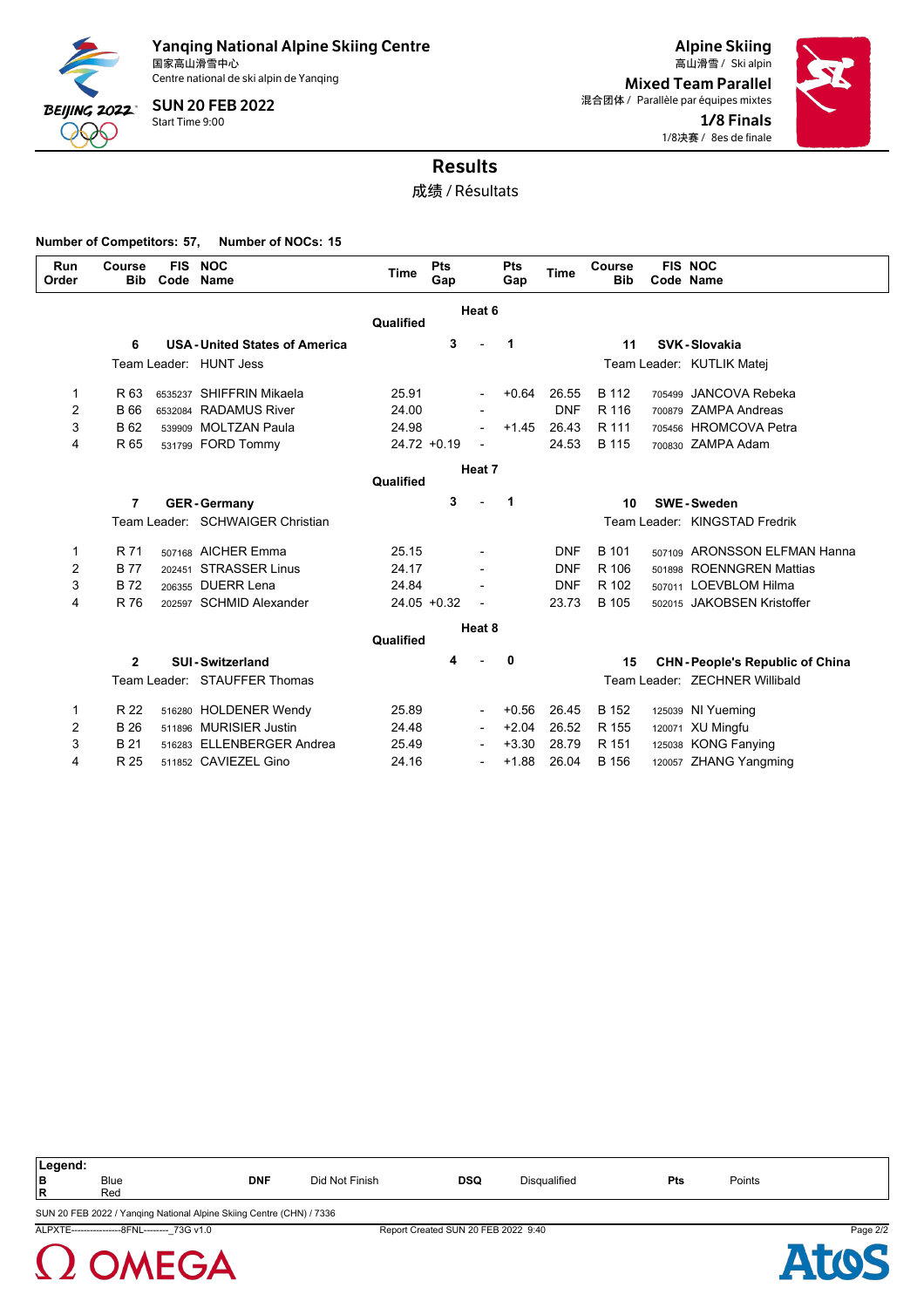Yanqing National Alpine Skiing Centre
国家高山滑雪中心
Centre national de ski alpin de Yanqing

SUN 20 FEB 2022
Start Time 9:00

Alpine Skiing
高山滑雪 / Ski alpin

Mixed Team Parallel
混合团体 / Parallèle par équipes mixtes

1/8 Finals
1/8决赛 / 8es de finale

# Results
成绩 / Résultats

**Number of Competitors: 57, Number of NOCs: 15**

| Run Order | Course Bib | FIS Code | NOC Name | Time | Pts Gap | | Pts Gap | Time | Course Bib | FIS Code | NOC Name |
|---|---|---|---|---|---|---|---|---|---|---|---|
| | | | | | **Heat 6** | | | | | | |
| | | | | **Qualified** | | | | | | | |
| | **6** | | **USA - United States of America** | | **3** | - | **1** | | **11** | | **SVK - Slovakia** |
| | Team Leader: | | HUNT Jess | | | | | | Team Leader: | | KUTLIK Matej |
| 1 | R 63 | 6535237 | SHIFFRIN Mikaela | 25.91 | | - | +0.64 | 26.55 | B 112 | 705499 | JANCOVA Rebeka |
| 2 | B 66 | 6532084 | RADAMUS River | 24.00 | | - | | DNF | R 116 | 700879 | ZAMPA Andreas |
| 3 | B 62 | 539909 | MOLTZAN Paula | 24.98 | | - | +1.45 | 26.43 | R 111 | 705456 | HROMCOVA Petra |
| 4 | R 65 | 531799 | FORD Tommy | 24.72 | +0.19 | - | | 24.53 | B 115 | 700830 | ZAMPA Adam |
| | | | | | **Heat 7** | | | | | | |
| | | | | **Qualified** | | | | | | | |
| | **7** | | **GER - Germany** | | **3** | - | **1** | | **10** | | **SWE - Sweden** |
| | Team Leader: | | SCHWAIGER Christian | | | | | | Team Leader: | | KINGSTAD Fredrik |
| 1 | R 71 | 507168 | AICHER Emma | 25.15 | | - | | DNF | B 101 | 507109 | ARONSSON ELFMAN Hanna |
| 2 | B 77 | 202451 | STRASSER Linus | 24.17 | | - | | DNF | R 106 | 501898 | ROENNGREN Mattias |
| 3 | B 72 | 206355 | DUERR Lena | 24.84 | | - | | DNF | R 102 | 507011 | LOEVBLOM Hilma |
| 4 | R 76 | 202597 | SCHMID Alexander | 24.05 | +0.32 | - | | 23.73 | B 105 | 502015 | JAKOBSEN Kristoffer |
| | | | | | **Heat 8** | | | | | | |
| | | | | **Qualified** | | | | | | | |
| | **2** | | **SUI - Switzerland** | | **4** | - | **0** | | **15** | | **CHN - People's Republic of China** |
| | Team Leader: | | STAUFFER Thomas | | | | | | Team Leader: | | ZECHNER Willibald |
| 1 | R 22 | 516280 | HOLDENER Wendy | 25.89 | | - | +0.56 | 26.45 | B 152 | 125039 | NI Yueming |
| 2 | B 26 | 511896 | MURISIER Justin | 24.48 | | - | +2.04 | 26.52 | R 155 | 120071 | XU Mingfu |
| 3 | B 21 | 516283 | ELLENBERGER Andrea | 25.49 | | - | +3.30 | 28.79 | R 151 | 125038 | KONG Fanying |
| 4 | R 25 | 511852 | CAVIEZEL Gino | 24.16 | | - | +1.88 | 26.04 | B 156 | 120057 | ZHANG Yangming |

**Legend:**

| | | | | | | | |
|---|---|---|---|---|---|---|---|
| **B** | Blue | **DNF** | Did Not Finish | **DSQ** | Disqualified | **Pts** | Points |
| **R** | Red | | | | | | |

SUN 20 FEB 2022 / Yanqing National Alpine Skiing Centre (CHN) / 7336

ALPXTE----------------8FNL--------_73G v1.0 Report Created SUN 20 FEB 2022 9:40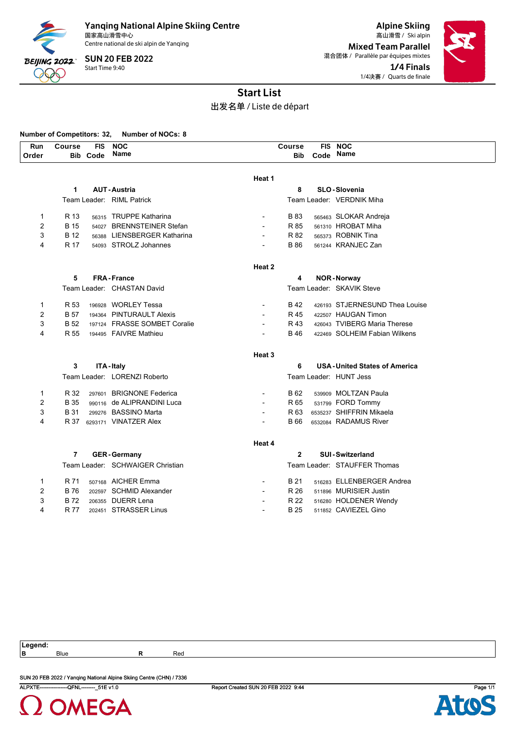# Yanqing National Alpine Skiing Centre
国家高山滑雪中心
Centre national de ski alpin de Yanqing

**SUN 20 FEB 2022**
Start Time 9:40

**Alpine Skiing**
高山滑雪 / Ski alpin

**Mixed Team Parallel**
混合团体 / Parallèle par équipes mixtes

**1/4 Finals**
1/4决赛 / Quarts de finale

## Start List
出发名单 / Liste de départ

**Number of Competitors: 32, Number of NOCs: 8**

| Run Order | Course Bib | FIS Code | NOC Name | | Course Bib | FIS Code | NOC Name |
|---|---|---|---|---|---|---|---|
| | | | | **Heat 1** | | | |
| | **1** | | **AUT - Austria** | | **8** | | **SLO - Slovenia** |
| | Team Leader: | | RIML Patrick | | Team Leader: | | VERDNIK Miha |
| 1 | R 13 | 56315 | TRUPPE Katharina | - | B 83 | 565463 | SLOKAR Andreja |
| 2 | B 15 | 54027 | BRENNSTEINER Stefan | - | R 85 | 561310 | HROBAT Miha |
| 3 | R 12 | 56388 | LIENSBERGER Katharina | - | R 82 | 565373 | ROBNIK Tina |
| 4 | R 17 | 54093 | STROLZ Johannes | - | B 86 | 561244 | KRANJEC Zan |
| | | | | **Heat 2** | | | |
| | **5** | | **FRA - France** | | **4** | | **NOR - Norway** |
| | Team Leader: | | CHASTAN David | | Team Leader: | | SKAVIK Steve |
| 1 | R 53 | 196928 | WORLEY Tessa | - | B 42 | 426193 | STJERNESUND Thea Louise |
| 2 | B 57 | 194364 | PINTURAULT Alexis | - | R 45 | 422507 | HAUGAN Timon |
| 3 | B 52 | 197124 | FRASSE SOMBET Coralie | - | R 43 | 426043 | TVIBERG Maria Therese |
| 4 | R 55 | 194495 | FAIVRE Mathieu | - | B 46 | 422469 | SOLHEIM Fabian Wilkens |
| | | | | **Heat 3** | | | |
| | **3** | | **ITA - Italy** | | **6** | | **USA - United States of America** |
| | Team Leader: | | LORENZI Roberto | | Team Leader: | | HUNT Jess |
| 1 | R 32 | 297601 | BRIGNONE Federica | - | B 62 | 539909 | MOLTZAN Paula |
| 2 | B 35 | 990116 | de ALIPRANDINI Luca | - | R 65 | 531799 | FORD Tommy |
| 3 | B 31 | 299276 | BASSINO Marta | - | R 63 | 6535237 | SHIFFRIN Mikaela |
| 4 | R 37 | 6293171 | VINATZER Alex | - | B 66 | 6532084 | RADAMUS River |
| | | | | **Heat 4** | | | |
| | **7** | | **GER - Germany** | | **2** | | **SUI - Switzerland** |
| | Team Leader: | | SCHWAIGER Christian | | Team Leader: | | STAUFFER Thomas |
| 1 | R 71 | 507168 | AICHER Emma | - | B 21 | 516283 | ELLENBERGER Andrea |
| 2 | B 76 | 202597 | SCHMID Alexander | - | R 26 | 511896 | MURISIER Justin |
| 3 | B 72 | 206355 | DUERR Lena | - | R 22 | 516280 | HOLDENER Wendy |
| 4 | R 77 | 202451 | STRASSER Linus | - | B 25 | 511852 | CAVIEZEL Gino |

**Legend:**
**B** Blue **R** Red

SUN 20 FEB 2022 / Yanqing National Alpine Skiing Centre (CHN) / 7336
ALPXTE----------------QFNL--------_51E v1.0 Report Created SUN 20 FEB 2022 9:44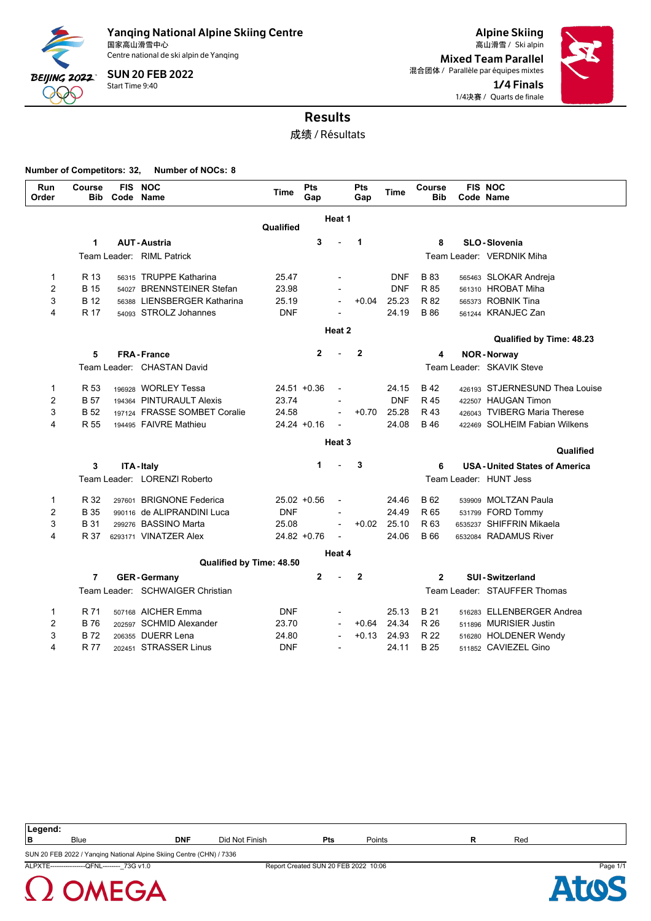**Yanqing National Alpine Skiing Centre**
国家高山滑雪中心
Centre national de ski alpin de Yanqing

**SUN 20 FEB 2022**
Start Time 9:40

**Alpine Skiing**
高山滑雪 / Ski alpin

**Mixed Team Parallel**
混合团体 / Parallèle par équipes mixtes

**1/4 Finals**
1/4决赛 / Quarts de finale

# Results

成绩 / Résultats

**Number of Competitors: 32, Number of NOCs: 8**

| Run Order | Course Bib | FIS Code | NOC Name | Time | Pts Gap | | Pts Gap | Time | Course Bib | FIS Code | NOC Name |
|---|---|---|---|---|---|---|---|---|---|---|---|
| | | | **Heat 1** | | | | | | | | |
| | | | | **Qualified** | | | | | | | |
| | **1** | | **AUT - Austria** | | **3** | - | **1** | | **8** | | **SLO - Slovenia** |
| | | | Team Leader: RIML Patrick | | | | | | | | Team Leader: VERDNIK Miha |
| 1 | R 13 | 56315 | TRUPPE Katharina | 25.47 | | - | | DNF | B 83 | 565463 | SLOKAR Andreja |
| 2 | B 15 | 54027 | BRENNSTEINER Stefan | 23.98 | | - | | DNF | R 85 | 561310 | HROBAT Miha |
| 3 | B 12 | 56388 | LIENSBERGER Katharina | 25.19 | | - | +0.04 | 25.23 | R 82 | 565373 | ROBNIK Tina |
| 4 | R 17 | 54093 | STROLZ Johannes | DNF | | - | | 24.19 | B 86 | 561244 | KRANJEC Zan |
| | | | **Heat 2** | | | | | | | | |
| | | | | | | | | | | | **Qualified by Time: 48.23** |
| | **5** | | **FRA - France** | | **2** | - | **2** | | **4** | | **NOR - Norway** |
| | | | Team Leader: CHASTAN David | | | | | | | | Team Leader: SKAVIK Steve |
| 1 | R 53 | 196928 | WORLEY Tessa | 24.51 | +0.36 | - | | 24.15 | B 42 | 426193 | STJERNESUND Thea Louise |
| 2 | B 57 | 194364 | PINTURAULT Alexis | 23.74 | | - | | DNF | R 45 | 422507 | HAUGAN Timon |
| 3 | B 52 | 197124 | FRASSE SOMBET Coralie | 24.58 | | - | +0.70 | 25.28 | R 43 | 426043 | TVIBERG Maria Therese |
| 4 | R 55 | 194495 | FAIVRE Mathieu | 24.24 | +0.16 | - | | 24.08 | B 46 | 422469 | SOLHEIM Fabian Wilkens |
| | | | **Heat 3** | | | | | | | | |
| | | | | | | | | | | | **Qualified** |
| | **3** | | **ITA - Italy** | | **1** | - | **3** | | **6** | | **USA - United States of America** |
| | | | Team Leader: LORENZI Roberto | | | | | | | | Team Leader: HUNT Jess |
| 1 | R 32 | 297601 | BRIGNONE Federica | 25.02 | +0.56 | - | | 24.46 | B 62 | 539909 | MOLTZAN Paula |
| 2 | B 35 | 990116 | de ALIPRANDINI Luca | DNF | | - | | 24.49 | R 65 | 531799 | FORD Tommy |
| 3 | B 31 | 299276 | BASSINO Marta | 25.08 | | - | +0.02 | 25.10 | R 63 | 6535237 | SHIFFRIN Mikaela |
| 4 | R 37 | 6293171 | VINATZER Alex | 24.82 | +0.76 | - | | 24.06 | B 66 | 6532084 | RADAMUS River |
| | | | **Heat 4** | | | | | | | | |
| | | | **Qualified by Time: 48.50** | | | | | | | | |
| | **7** | | **GER - Germany** | | **2** | - | **2** | | **2** | | **SUI - Switzerland** |
| | | | Team Leader: SCHWAIGER Christian | | | | | | | | Team Leader: STAUFFER Thomas |
| 1 | R 71 | 507168 | AICHER Emma | DNF | | - | | 25.13 | B 21 | 516283 | ELLENBERGER Andrea |
| 2 | B 76 | 202597 | SCHMID Alexander | 23.70 | | - | +0.64 | 24.34 | R 26 | 511896 | MURISIER Justin |
| 3 | R 72 | 206355 | DUERR Lena | 24.80 | | - | +0.13 | 24.93 | R 22 | 516280 | HOLDENER Wendy |
| 4 | R 77 | 202451 | STRASSER Linus | DNF | | - | | 24.11 | B 25 | 511852 | CAVIEZEL Gino |

| Legend: | | | | | |
|---|---|---|---|---|---|
| B | Blue | DNF | Did Not Finish | Pts | Points |
| R | Red | | | | |

SUN 20 FEB 2022 / Yanqing National Alpine Skiing Centre (CHN) / 7336

ALPXTE----------------QFNL--------_73G v1.0 Report Created SUN 20 FEB 2022 10:06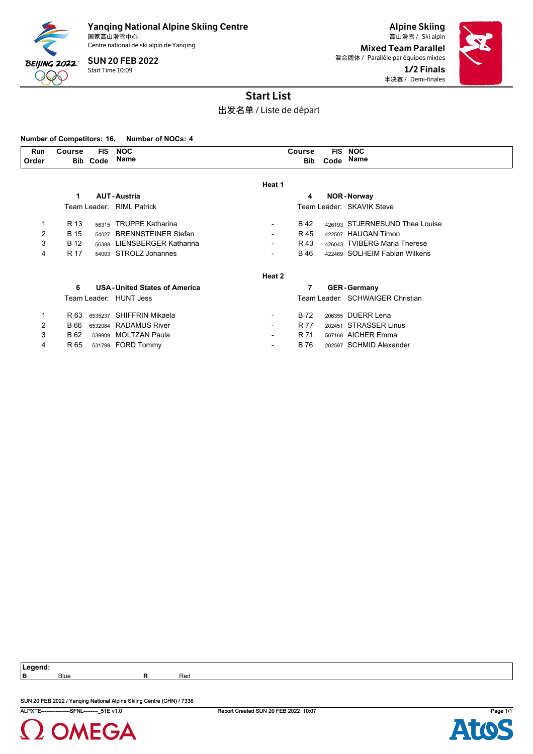Yanqing National Alpine Skiing Centre
国家高山滑雪中心
Centre national de ski alpin de Yanqing

SUN 20 FEB 2022
Start Time 10:09

Alpine Skiing
高山滑雪 / Ski alpin

Mixed Team Parallel
混合团体 / Parallèle par équipes mixtes

1/2 Finals
半决赛 / Demi-finales

# Start List

出发名单 / Liste de départ

**Number of Competitors: 16, Number of NOCs: 4**

| Run Order | Course Bib | FIS Code | NOC Name | | Course Bib | FIS Code | NOC Name |
|---|---|---|---|---|---|---|---|
| | | | | **Heat 1** | | | |
| | **1** | | **AUT - Austria** | | **4** | | **NOR - Norway** |
| | Team Leader: | | RIML Patrick | | Team Leader: | | SKAVIK Steve |
| 1 | R 13 | 56315 | TRUPPE Katharina | - | B 42 | 426193 | STJERNESUND Thea Louise |
| 2 | B 15 | 54027 | BRENNSTEINER Stefan | - | R 45 | 422507 | HAUGAN Timon |
| 3 | B 12 | 56388 | LIENSBERGER Katharina | - | R 43 | 426043 | TVIBERG Maria Therese |
| 4 | R 17 | 54093 | STROLZ Johannes | - | B 46 | 422469 | SOLHEIM Fabian Wilkens |
| | | | | **Heat 2** | | | |
| | **6** | | **USA - United States of America** | | **7** | | **GER - Germany** |
| | Team Leader: | | HUNT Jess | | Team Leader: | | SCHWAIGER Christian |
| 1 | R 63 | 6535237 | SHIFFRIN Mikaela | - | B 72 | 206355 | DUERR Lena |
| 2 | B 66 | 6532084 | RADAMUS River | - | R 77 | 202451 | STRASSER Linus |
| 3 | B 62 | 539909 | MOLTZAN Paula | - | R 71 | 507168 | AICHER Emma |
| 4 | R 65 | 531799 | FORD Tommy | - | B 76 | 202597 | SCHMID Alexander |

**Legend:**
**B** Blue **R** Red

SUN 20 FEB 2022 / Yanqing National Alpine Skiing Centre (CHN) / 7336

ALPXTE----------------SFNL--------_51E v1.0 Report Created SUN 20 FEB 2022 10:07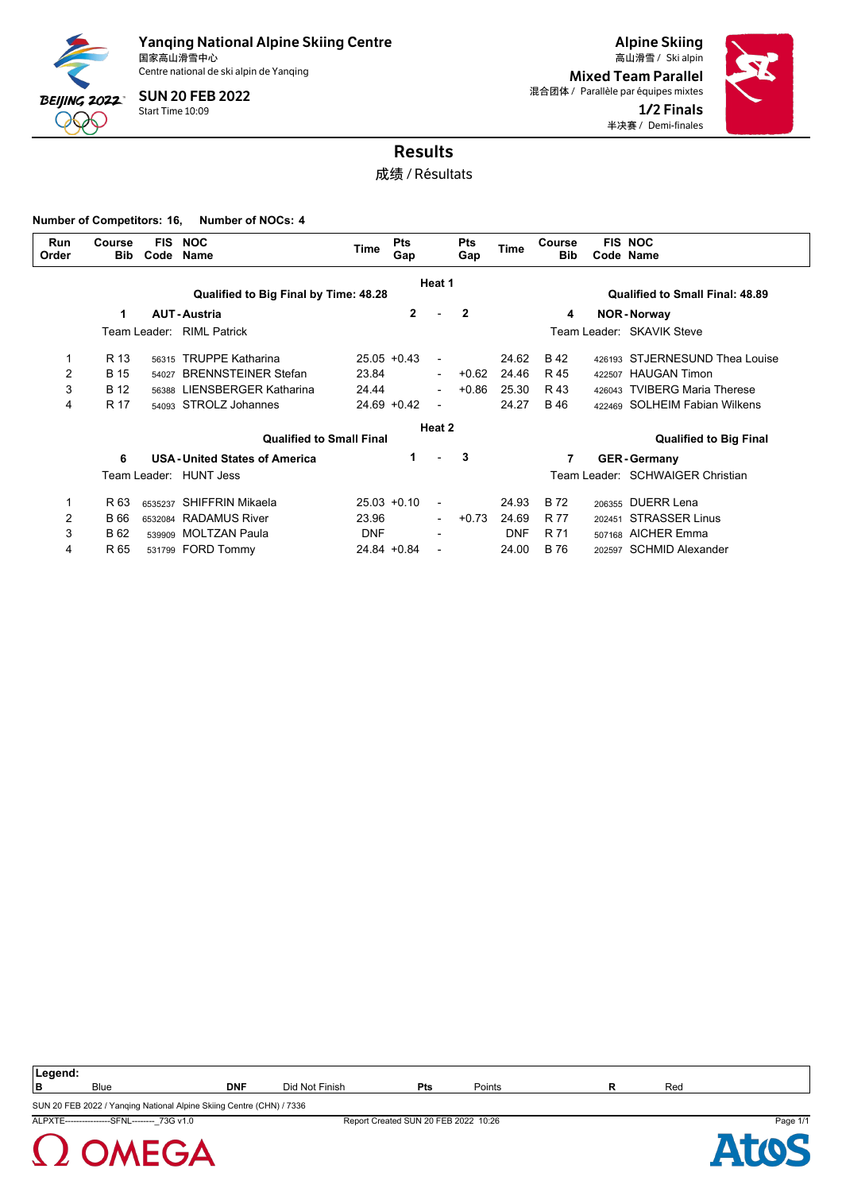**Yanqing National Alpine Skiing Centre**
国家高山滑雪中心
Centre national de ski alpin de Yanqing

**SUN 20 FEB 2022**
Start Time 10:09

**Alpine Skiing**
高山滑雪 / Ski alpin

**Mixed Team Parallel**
混合团体 / Parallèle par équipes mixtes

**1/2 Finals**
半决赛 / Demi-finales

# Results

成绩 / Résultats

**Number of Competitors: 16, Number of NOCs: 4**

| Run Order | Course Bib | FIS Code | NOC Name | Time | Pts Gap | | Pts Gap | Time | Course Bib | FIS Code | NOC Name |
|---|---|---|---|---|---|---|---|---|---|---|---|
| | | | | | **Heat 1** | | | | | | |
| | | | **Qualified to Big Final by Time: 48.28** | | | | | | | | **Qualified to Small Final: 48.89** |
| | **1** | | **AUT - Austria** | | **2** | - | **2** | | **4** | | **NOR - Norway** |
| | Team Leader: | | RIML Patrick | | | | | | Team Leader: | | SKAVIK Steve |
| 1 | R 13 | 56315 | TRUPPE Katharina | 25.05 | +0.43 | - | | 24.62 | B 42 | 426193 | STJERNESUND Thea Louise |
| 2 | B 15 | 54027 | BRENNSTEINER Stefan | 23.84 | | - | +0.62 | 24.46 | R 45 | 422507 | HAUGAN Timon |
| 3 | B 12 | 56388 | LIENSBERGER Katharina | 24.44 | | - | +0.86 | 25.30 | R 43 | 426043 | TVIBERG Maria Therese |
| 4 | R 17 | 54093 | STROLZ Johannes | 24.69 | +0.42 | - | | 24.27 | B 46 | 422469 | SOLHEIM Fabian Wilkens |
| | | | | | **Heat 2** | | | | | | |
| | | | **Qualified to Small Final** | | | | | | | | **Qualified to Big Final** |
| | **6** | | **USA - United States of America** | | **1** | - | **3** | | **7** | | **GER - Germany** |
| | Team Leader: | | HUNT Jess | | | | | | Team Leader: | | SCHWAIGER Christian |
| 1 | R 63 | 6535237 | SHIFFRIN Mikaela | 25.03 | +0.10 | - | | 24.93 | B 72 | 206355 | DUERR Lena |
| 2 | B 66 | 6532084 | RADAMUS River | 23.96 | | - | +0.73 | 24.69 | R 77 | 202451 | STRASSER Linus |
| 3 | B 62 | 539909 | MOLTZAN Paula | DNF | | - | | DNF | R 71 | 507168 | AICHER Emma |
| 4 | R 65 | 531799 | FORD Tommy | 24.84 | +0.84 | - | | 24.00 | B 76 | 202597 | SCHMID Alexander |

**Legend:**

| | | | |
|---|---|---|---|
| **B** Blue | **DNF** Did Not Finish | **Pts** Points | **R** Red |

SUN 20 FEB 2022 / Yanqing National Alpine Skiing Centre (CHN) / 7336

ALPXTE----------------SFNL--------_73G v1.0 Report Created SUN 20 FEB 2022 10:26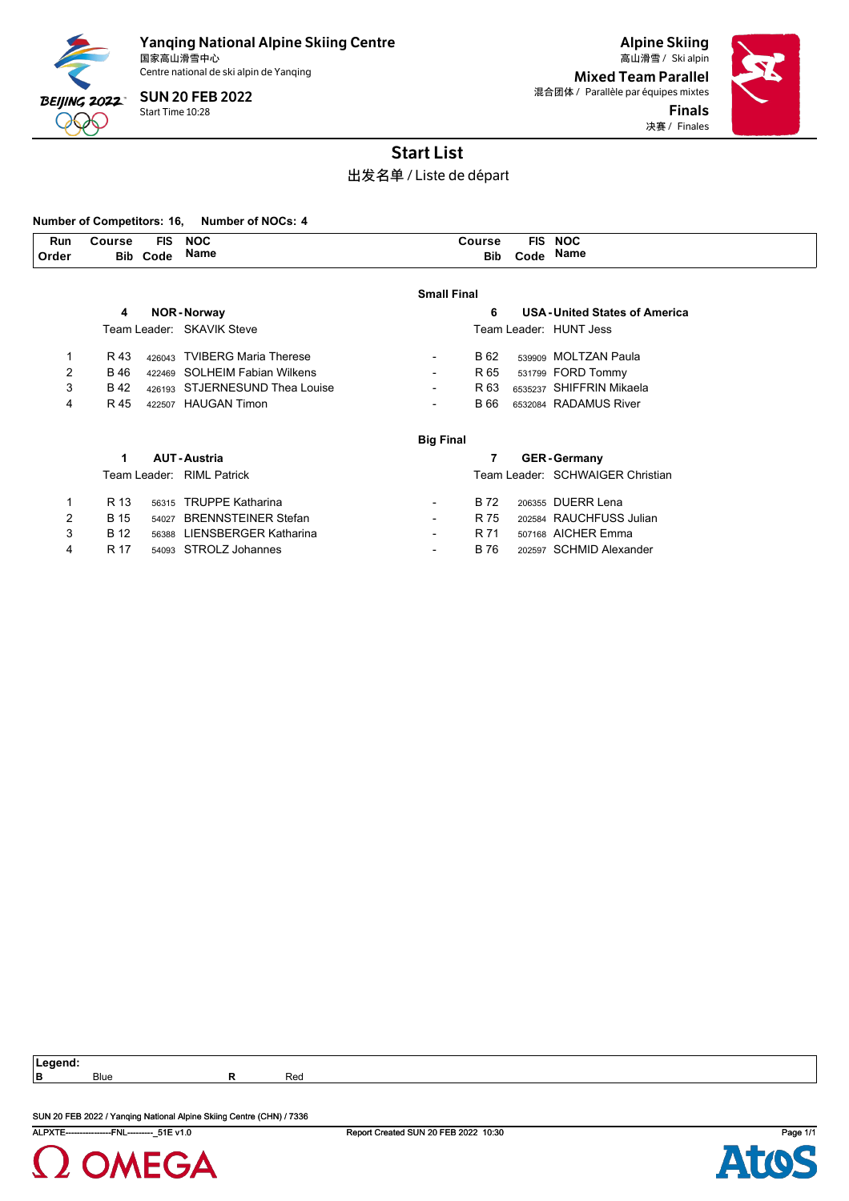# Yanqing National Alpine Skiing Centre
国家高山滑雪中心
Centre national de ski alpin de Yanqing

**SUN 20 FEB 2022**
Start Time 10:28

## Alpine Skiing
高山滑雪 / Ski alpin

**Mixed Team Parallel**
混合团体 / Parallèle par équipes mixtes

**Finals**
决赛 / Finales

## Start List
出发名单 / Liste de départ

**Number of Competitors: 16, Number of NOCs: 4**

### Small Final

| Run Order | Course Bib | FIS Code | NOC Name | | Course Bib | FIS Code | NOC Name |
|---|---|---|---|---|---|---|---|
| | 4 | | **NOR - Norway** | | 6 | | **USA - United States of America** |
| | Team Leader: | | SKAVIK Steve | | Team Leader: | | HUNT Jess |
| 1 | R 43 | 426043 | TVIBERG Maria Therese | - | B 62 | 539909 | MOLTZAN Paula |
| 2 | B 46 | 422469 | SOLHEIM Fabian Wilkens | - | R 65 | 531799 | FORD Tommy |
| 3 | B 42 | 426193 | STJERNESUND Thea Louise | - | R 63 | 6535237 | SHIFFRIN Mikaela |
| 4 | R 45 | 422507 | HAUGAN Timon | - | B 66 | 6532084 | RADAMUS River |

### Big Final

| Run Order | Course Bib | FIS Code | NOC Name | | Course Bib | FIS Code | NOC Name |
|---|---|---|---|---|---|---|---|
| | 1 | | **AUT - Austria** | | 7 | | **GER - Germany** |
| | Team Leader: | | RIML Patrick | | Team Leader: | | SCHWAIGER Christian |
| 1 | R 13 | 56315 | TRUPPE Katharina | - | B 72 | 206355 | DUERR Lena |
| 2 | B 15 | 54027 | BRENNSTEINER Stefan | - | R 75 | 202584 | RAUCHFUSS Julian |
| 3 | B 12 | 56388 | LIENSBERGER Katharina | - | R 71 | 507168 | AICHER Emma |
| 4 | R 17 | 54093 | STROLZ Johannes | - | B 76 | 202597 | SCHMID Alexander |

**Legend:**

| | | | |
|---|---|---|---|
| B | Blue | R | Red |

SUN 20 FEB 2022 / Yanqing National Alpine Skiing Centre (CHN) / 7336

ALPXTE----------------FNL---------_51E v1.0 Report Created SUN 20 FEB 2022 10:30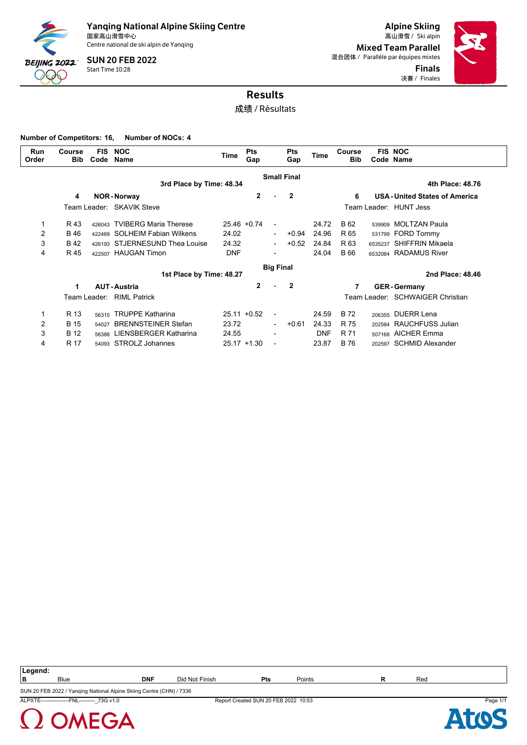Yanqing National Alpine Skiing Centre
国家高山滑雪中心
Centre national de ski alpin de Yanqing

SUN 20 FEB 2022
Start Time 10:28

Alpine Skiing
高山滑雪 / Ski alpin

Mixed Team Parallel
混合团体 / Parallèle par équipes mixtes

Finals
决赛 / Finales

# Results
成绩 / Résultats

**Number of Competitors: 16, Number of NOCs: 4**

| Run Order | Course Bib | FIS Code | NOC Name | Time | Pts Gap | | Pts Gap | Time | Course Bib | FIS Code | NOC Name |
|---|---|---|---|---|---|---|---|---|---|---|---|
| | | | **Small Final** | | | | | | | | |
| | | | **3rd Place by Time: 48.34** | | | | | | | | **4th Place: 48.76** |
| | **4** | | **NOR - Norway** | | **2** | - | **2** | | **6** | | **USA - United States of America** |
| | Team Leader: | | SKAVIK Steve | | | | | | Team Leader: | | HUNT Jess |
| 1 | R 43 | 426043 | TVIBERG Maria Therese | 25.46 | +0.74 | - | | 24.72 | B 62 | 539909 | MOLTZAN Paula |
| 2 | B 46 | 422469 | SOLHEIM Fabian Wilkens | 24.02 | | - | +0.94 | 24.96 | R 65 | 531799 | FORD Tommy |
| 3 | B 42 | 426193 | STJERNESUND Thea Louise | 24.32 | | - | +0.52 | 24.84 | R 63 | 6535237 | SHIFFRIN Mikaela |
| 4 | R 45 | 422507 | HAUGAN Timon | DNF | | - | | 24.04 | B 66 | 6532084 | RADAMUS River |
| | | | **Big Final** | | | | | | | | |
| | | | **1st Place by Time: 48.27** | | | | | | | | **2nd Place: 48.46** |
| | **1** | | **AUT - Austria** | | **2** | - | **2** | | **7** | | **GER - Germany** |
| | Team Leader: | | RIML Patrick | | | | | | Team Leader: | | SCHWAIGER Christian |
| 1 | R 13 | 56315 | TRUPPE Katharina | 25.11 | +0.52 | - | | 24.59 | B 72 | 206355 | DUERR Lena |
| 2 | B 15 | 54027 | BRENNSTEINER Stefan | 23.72 | | - | +0.61 | 24.33 | R 75 | 202584 | RAUCHFUSS Julian |
| 3 | B 12 | 56388 | LIENSBERGER Katharina | 24.55 | | - | | DNF | R 71 | 507168 | AICHER Emma |
| 4 | R 17 | 54093 | STROLZ Johannes | 25.17 | +1.30 | - | | 23.87 | B 76 | 202597 | SCHMID Alexander |

**Legend:**

| | | | |
|---|---|---|---|
| **B** Blue | **DNF** Did Not Finish | **Pts** Points | **R** Red |

SUN 20 FEB 2022 / Yanqing National Alpine Skiing Centre (CHN) / 7336

ALPXTE----------------FNL---------_73G v1.0 Report Created SUN 20 FEB 2022 10:53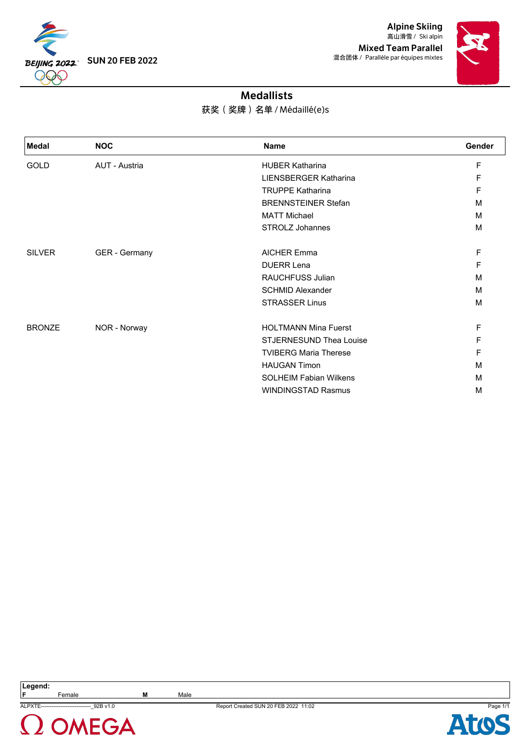# Alpine Skiing
高山滑雪 / Ski alpin

## Mixed Team Parallel
混合团体 / Parallèle par équipes mixtes

SUN 20 FEB 2022

## Medallists
获奖（奖牌）名单 / Médaillé(e)s

| Medal | NOC | Name | Gender |
|---|---|---|---|
| GOLD | AUT - Austria | HUBER Katharina | F |
| | | LIENSBERGER Katharina | F |
| | | TRUPPE Katharina | F |
| | | BRENNSTEINER Stefan | M |
| | | MATT Michael | M |
| | | STROLZ Johannes | M |
| SILVER | GER - Germany | AICHER Emma | F |
| | | DUERR Lena | F |
| | | RAUCHFUSS Julian | M |
| | | SCHMID Alexander | M |
| | | STRASSER Linus | M |
| BRONZE | NOR - Norway | HOLTMANN Mina Fuerst | F |
| | | STJERNESUND Thea Louise | F |
| | | TVIBERG Maria Therese | F |
| | | HAUGAN Timon | M |
| | | SOLHEIM Fabian Wilkens | M |
| | | WINDINGSTAD Rasmus | M |

**Legend:**
**F** Female **M** Male

ALPXTE------------------------------_92B v1.0 Report Created SUN 20 FEB 2022 11:02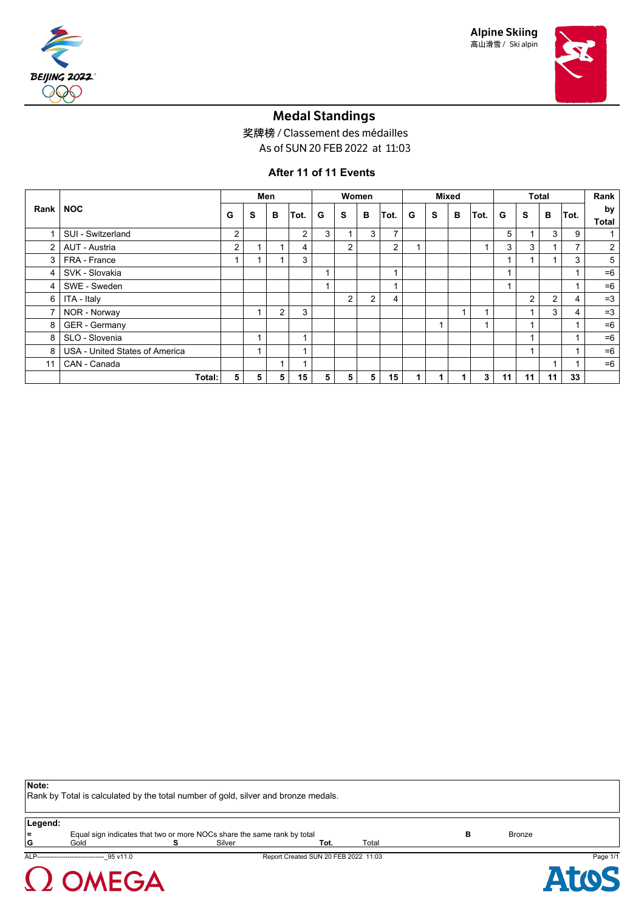Alpine Skiing
高山滑雪 / Ski alpin

# Medal Standings

奖牌榜 / Classement des médailles
As of SUN 20 FEB 2022 at 11:03

**After 11 of 11 Events**

| Rank | NOC | Men | | | | Women | | | | Mixed | | | | Total | | | | Rank by Total |
|---|---|---|---|---|---|---|---|---|---|---|---|---|---|---|---|---|---|---|
| | | G | S | B | Tot. | G | S | B | Tot. | G | S | B | Tot. | G | S | B | Tot. | |
| 1 | SUI - Switzerland | 2 | | | 2 | 3 | 1 | 3 | 7 | | | | | 5 | 1 | 3 | 9 | 1 |
| 2 | AUT - Austria | 2 | 1 | 1 | 4 | | 2 | | 2 | 1 | | | 1 | 3 | 3 | 1 | 7 | 2 |
| 3 | FRA - France | 1 | 1 | 1 | 3 | | | | | | | | | 1 | 1 | 1 | 3 | 5 |
| 4 | SVK - Slovakia | | | | | 1 | | | 1 | | | | | 1 | | | 1 | =6 |
| 4 | SWE - Sweden | | | | | 1 | | | 1 | | | | | 1 | | | 1 | =6 |
| 6 | ITA - Italy | | | | | | 2 | 2 | 4 | | | | | | 2 | 2 | 4 | =3 |
| 7 | NOR - Norway | | 1 | 2 | 3 | | | | | | | 1 | 1 | | 1 | 3 | 4 | =3 |
| 8 | GER - Germany | | | | | | | | | | 1 | | 1 | | 1 | | 1 | =6 |
| 8 | SLO - Slovenia | | 1 | | 1 | | | | | | | | | | 1 | | 1 | =6 |
| 8 | USA - United States of America | | 1 | | 1 | | | | | | | | | | 1 | | 1 | =6 |
| 11 | CAN - Canada | | | 1 | 1 | | | | | | | | | | | 1 | 1 | =6 |
| | **Total:** | **5** | **5** | **5** | **15** | **5** | **5** | **5** | **15** | **1** | **1** | **1** | **3** | **11** | **11** | **11** | **33** | |

**Note:**
Rank by Total is calculated by the total number of gold, silver and bronze medals.

**Legend:**

| | | | | | | | |
|---|---|---|---|---|---|---|---|
| = | Equal sign indicates that two or more NOCs share the same rank by total | | | | | B | Bronze |
| G | Gold | S | Silver | Tot. | Total | | |

ALP------------------------------_95 v11.0 Report Created SUN 20 FEB 2022 11:03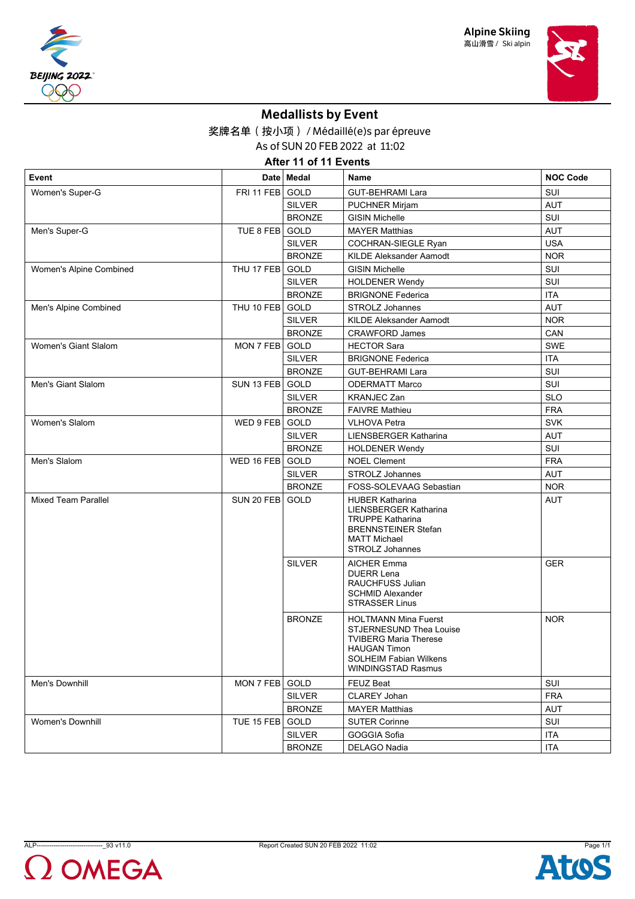**Alpine Skiing**
高山滑雪 / Ski alpin

# Medallists by Event

奖牌名单（按小项）/ Médaillé(e)s par épreuve

As of SUN 20 FEB 2022 at 11:02

**After 11 of 11 Events**

| Event | Date | Medal | Name | NOC Code |
|---|---|---|---|---|
| Women's Super-G | FRI 11 FEB | GOLD | GUT-BEHRAMI Lara | SUI |
| | | SILVER | PUCHNER Mirjam | AUT |
| | | BRONZE | GISIN Michelle | SUI |
| Men's Super-G | TUE 8 FEB | GOLD | MAYER Matthias | AUT |
| | | SILVER | COCHRAN-SIEGLE Ryan | USA |
| | | BRONZE | KILDE Aleksander Aamodt | NOR |
| Women's Alpine Combined | THU 17 FEB | GOLD | GISIN Michelle | SUI |
| | | SILVER | HOLDENER Wendy | SUI |
| | | BRONZE | BRIGNONE Federica | ITA |
| Men's Alpine Combined | THU 10 FEB | GOLD | STROLZ Johannes | AUT |
| | | SILVER | KILDE Aleksander Aamodt | NOR |
| | | BRONZE | CRAWFORD James | CAN |
| Women's Giant Slalom | MON 7 FEB | GOLD | HECTOR Sara | SWE |
| | | SILVER | BRIGNONE Federica | ITA |
| | | BRONZE | GUT-BEHRAMI Lara | SUI |
| Men's Giant Slalom | SUN 13 FEB | GOLD | ODERMATT Marco | SUI |
| | | SILVER | KRANJEC Zan | SLO |
| | | BRONZE | FAIVRE Mathieu | FRA |
| Women's Slalom | WED 9 FEB | GOLD | VLHOVA Petra | SVK |
| | | SILVER | LIENSBERGER Katharina | AUT |
| | | BRONZE | HOLDENER Wendy | SUI |
| Men's Slalom | WED 16 FEB | GOLD | NOEL Clement | FRA |
| | | SILVER | STROLZ Johannes | AUT |
| | | BRONZE | FOSS-SOLEVAAG Sebastian | NOR |
| Mixed Team Parallel | SUN 20 FEB | GOLD | HUBER Katharina<br>LIENSBERGER Katharina<br>TRUPPE Katharina<br>BRENNSTEINER Stefan<br>MATT Michael<br>STROLZ Johannes | AUT |
| | | SILVER | AICHER Emma<br>DUERR Lena<br>RAUCHFUSS Julian<br>SCHMID Alexander<br>STRASSER Linus | GER |
| | | BRONZE | HOLTMANN Mina Fuerst<br>STJERNESUND Thea Louise<br>TVIBERG Maria Therese<br>HAUGAN Timon<br>SOLHEIM Fabian Wilkens<br>WINDINGSTAD Rasmus | NOR |
| Men's Downhill | MON 7 FEB | GOLD | FEUZ Beat | SUI |
| | | SILVER | CLAREY Johan | FRA |
| | | BRONZE | MAYER Matthias | AUT |
| Women's Downhill | TUE 15 FEB | GOLD | SUTER Corinne | SUI |
| | | SILVER | GOGGIA Sofia | ITA |
| | | BRONZE | DELAGO Nadia | ITA |

ALP------------------------------_93 v11.0 Report Created SUN 20 FEB 2022 11:02